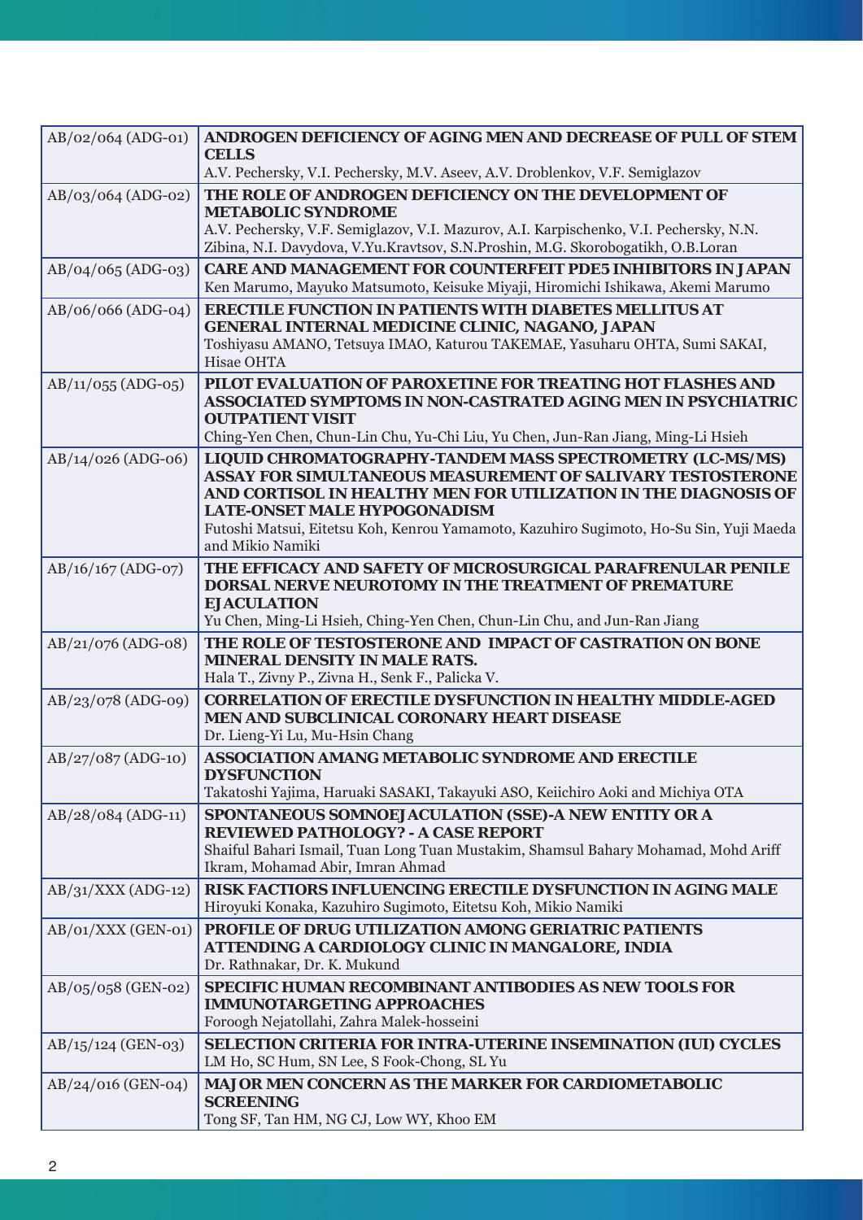| | |
|---|---|
| AB/02/064 (ADG-01) | **ANDROGEN DEFICIENCY OF AGING MEN AND DECREASE OF PULL OF STEM CELLS**<br>A.V. Pechersky, V.I. Pechersky, M.V. Aseev, A.V. Droblenkov, V.F. Semiglazov |
| AB/03/064 (ADG-02) | **THE ROLE OF ANDROGEN DEFICIENCY ON THE DEVELOPMENT OF METABOLIC SYNDROME**<br>A.V. Pechersky, V.F. Semiglazov, V.I. Mazurov, A.I. Karpischenko, V.I. Pechersky, N.N. Zibina, N.I. Davydova, V.Yu.Kravtsov, S.N.Proshin, M.G. Skorobogatikh, O.B.Loran |
| AB/04/065 (ADG-03) | **CARE AND MANAGEMENT FOR COUNTERFEIT PDE5 INHIBITORS IN JAPAN**<br>Ken Marumo, Mayuko Matsumoto, Keisuke Miyaji, Hiromichi Ishikawa, Akemi Marumo |
| AB/06/066 (ADG-04) | **ERECTILE FUNCTION IN PATIENTS WITH DIABETES MELLITUS AT GENERAL INTERNAL MEDICINE CLINIC, NAGANO, JAPAN**<br>Toshiyasu AMANO, Tetsuya IMAO, Katurou TAKEMAE, Yasuharu OHTA, Sumi SAKAI, Hisae OHTA |
| AB/11/055 (ADG-05) | **PILOT EVALUATION OF PAROXETINE FOR TREATING HOT FLASHES AND ASSOCIATED SYMPTOMS IN NON-CASTRATED AGING MEN IN PSYCHIATRIC OUTPATIENT VISIT**<br>Ching-Yen Chen, Chun-Lin Chu, Yu-Chi Liu, Yu Chen, Jun-Ran Jiang, Ming-Li Hsieh |
| AB/14/026 (ADG-06) | **LIQUID CHROMATOGRAPHY-TANDEM MASS SPECTROMETRY (LC-MS/MS) ASSAY FOR SIMULTANEOUS MEASUREMENT OF SALIVARY TESTOSTERONE AND CORTISOL IN HEALTHY MEN FOR UTILIZATION IN THE DIAGNOSIS OF LATE-ONSET MALE HYPOGONADISM**<br>Futoshi Matsui, Eitetsu Koh, Kenrou Yamamoto, Kazuhiro Sugimoto, Ho-Su Sin, Yuji Maeda and Mikio Namiki |
| AB/16/167 (ADG-07) | **THE EFFICACY AND SAFETY OF MICROSURGICAL PARAFRENULAR PENILE DORSAL NERVE NEUROTOMY IN THE TREATMENT OF PREMATURE EJACULATION**<br>Yu Chen, Ming-Li Hsieh, Ching-Yen Chen, Chun-Lin Chu, and Jun-Ran Jiang |
| AB/21/076 (ADG-08) | **THE ROLE OF TESTOSTERONE AND IMPACT OF CASTRATION ON BONE MINERAL DENSITY IN MALE RATS.**<br>Hala T., Zivny P., Zivna H., Senk F., Palicka V. |
| AB/23/078 (ADG-09) | **CORRELATION OF ERECTILE DYSFUNCTION IN HEALTHY MIDDLE-AGED MEN AND SUBCLINICAL CORONARY HEART DISEASE**<br>Dr. Lieng-Yi Lu, Mu-Hsin Chang |
| AB/27/087 (ADG-10) | **ASSOCIATION AMANG METABOLIC SYNDROME AND ERECTILE DYSFUNCTION**<br>Takatoshi Yajima, Haruaki SASAKI, Takayuki ASO, Keiichiro Aoki and Michiya OTA |
| AB/28/084 (ADG-11) | **SPONTANEOUS SOMNOEJACULATION (SSE)-A NEW ENTITY OR A REVIEWED PATHOLOGY? - A CASE REPORT**<br>Shaiful Bahari Ismail, Tuan Long Tuan Mustakim, Shamsul Bahary Mohamad, Mohd Ariff Ikram, Mohamad Abir, Imran Ahmad |
| AB/31/XXX (ADG-12) | **RISK FACTIORS INFLUENCING ERECTILE DYSFUNCTION IN AGING MALE**<br>Hiroyuki Konaka, Kazuhiro Sugimoto, Eitetsu Koh, Mikio Namiki |
| AB/01/XXX (GEN-01) | **PROFILE OF DRUG UTILIZATION AMONG GERIATRIC PATIENTS ATTENDING A CARDIOLOGY CLINIC IN MANGALORE, INDIA**<br>Dr. Rathnakar, Dr. K. Mukund |
| AB/05/058 (GEN-02) | **SPECIFIC HUMAN RECOMBINANT ANTIBODIES AS NEW TOOLS FOR IMMUNOTARGETING APPROACHES**<br>Foroogh Nejatollahi, Zahra Malek-hosseini |
| AB/15/124 (GEN-03) | **SELECTION CRITERIA FOR INTRA-UTERINE INSEMINATION (IUI) CYCLES**<br>LM Ho, SC Hum, SN Lee, S Fook-Chong, SL Yu |
| AB/24/016 (GEN-04) | **MAJOR MEN CONCERN AS THE MARKER FOR CARDIOMETABOLIC SCREENING**<br>Tong SF, Tan HM, NG CJ, Low WY, Khoo EM |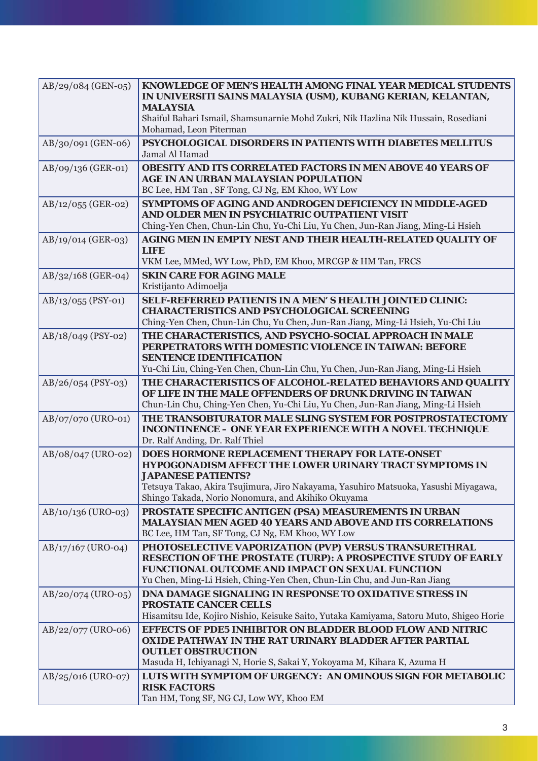| | |
|---|---|
| AB/29/084 (GEN-05) | **KNOWLEDGE OF MEN'S HEALTH AMONG FINAL YEAR MEDICAL STUDENTS IN UNIVERSITI SAINS MALAYSIA (USM), KUBANG KERIAN, KELANTAN, MALAYSIA**<br>Shaiful Bahari Ismail, Shamsunarnie Mohd Zukri, Nik Hazlina Nik Hussain, Rosediani Mohamad, Leon Piterman |
| AB/30/091 (GEN-06) | **PSYCHOLOGICAL DISORDERS IN PATIENTS WITH DIABETES MELLITUS**<br>Jamal Al Hamad |
| AB/09/136 (GER-01) | **OBESITY AND ITS CORRELATED FACTORS IN MEN ABOVE 40 YEARS OF AGE IN AN URBAN MALAYSIAN POPULATION**<br>BC Lee, HM Tan , SF Tong, CJ Ng, EM Khoo, WY Low |
| AB/12/055 (GER-02) | **SYMPTOMS OF AGING AND ANDROGEN DEFICIENCY IN MIDDLE-AGED AND OLDER MEN IN PSYCHIATRIC OUTPATIENT VISIT**<br>Ching-Yen Chen, Chun-Lin Chu, Yu-Chi Liu, Yu Chen, Jun-Ran Jiang, Ming-Li Hsieh |
| AB/19/014 (GER-03) | **AGING MEN IN EMPTY NEST AND THEIR HEALTH-RELATED QUALITY OF LIFE**<br>VKM Lee, MMed, WY Low, PhD, EM Khoo, MRCGP & HM Tan, FRCS |
| AB/32/168 (GER-04) | **SKIN CARE FOR AGING MALE**<br>Kristijanto Adimoelja |
| AB/13/055 (PSY-01) | **SELF-REFERRED PATIENTS IN A MEN' S HEALTH JOINTED CLINIC: CHARACTERISTICS AND PSYCHOLOGICAL SCREENING**<br>Ching-Yen Chen, Chun-Lin Chu, Yu Chen, Jun-Ran Jiang, Ming-Li Hsieh, Yu-Chi Liu |
| AB/18/049 (PSY-02) | **THE CHARACTERISTICS, AND PSYCHO-SOCIAL APPROACH IN MALE PERPETRATORS WITH DOMESTIC VIOLENCE IN TAIWAN: BEFORE SENTENCE IDENTIFICATION**<br>Yu-Chi Liu, Ching-Yen Chen, Chun-Lin Chu, Yu Chen, Jun-Ran Jiang, Ming-Li Hsieh |
| AB/26/054 (PSY-03) | **THE CHARACTERISTICS OF ALCOHOL-RELATED BEHAVIORS AND QUALITY OF LIFE IN THE MALE OFFENDERS OF DRUNK DRIVING IN TAIWAN**<br>Chun-Lin Chu, Ching-Yen Chen, Yu-Chi Liu, Yu Chen, Jun-Ran Jiang, Ming-Li Hsieh |
| AB/07/070 (URO-01) | **THE TRANSOBTURATOR MALE SLING SYSTEM FOR POSTPROSTATECTOMY INCONTINENCE – ONE YEAR EXPERIENCE WITH A NOVEL TECHNIQUE**<br>Dr. Ralf Anding, Dr. Ralf Thiel |
| AB/08/047 (URO-02) | **DOES HORMONE REPLACEMENT THERAPY FOR LATE-ONSET HYPOGONADISM AFFECT THE LOWER URINARY TRACT SYMPTOMS IN JAPANESE PATIENTS?**<br>Tetsuya Takao, Akira Tsujimura, Jiro Nakayama, Yasuhiro Matsuoka, Yasushi Miyagawa, Shingo Takada, Norio Nonomura, and Akihiko Okuyama |
| AB/10/136 (URO-03) | **PROSTATE SPECIFIC ANTIGEN (PSA) MEASUREMENTS IN URBAN MALAYSIAN MEN AGED 40 YEARS AND ABOVE AND ITS CORRELATIONS**<br>BC Lee, HM Tan, SF Tong, CJ Ng, EM Khoo, WY Low |
| AB/17/167 (URO-04) | **PHOTOSELECTIVE VAPORIZATION (PVP) VERSUS TRANSURETHRAL RESECTION OF THE PROSTATE (TURP): A PROSPECTIVE STUDY OF EARLY FUNCTIONAL OUTCOME AND IMPACT ON SEXUAL FUNCTION**<br>Yu Chen, Ming-Li Hsieh, Ching-Yen Chen, Chun-Lin Chu, and Jun-Ran Jiang |
| AB/20/074 (URO-05) | **DNA DAMAGE SIGNALING IN RESPONSE TO OXIDATIVE STRESS IN PROSTATE CANCER CELLS**<br>Hisamitsu Ide, Kojiro Nishio, Keisuke Saito, Yutaka Kamiyama, Satoru Muto, Shigeo Horie |
| AB/22/077 (URO-06) | **EFFECTS OF PDE5 INHIBITOR ON BLADDER BLOOD FLOW AND NITRIC OXIDE PATHWAY IN THE RAT URINARY BLADDER AFTER PARTIAL OUTLET OBSTRUCTION**<br>Masuda H, Ichiyanagi N, Horie S, Sakai Y, Yokoyama M, Kihara K, Azuma H |
| AB/25/016 (URO-07) | **LUTS WITH SYMPTOM OF URGENCY: AN OMINOUS SIGN FOR METABOLIC RISK FACTORS**<br>Tan HM, Tong SF, NG CJ, Low WY, Khoo EM |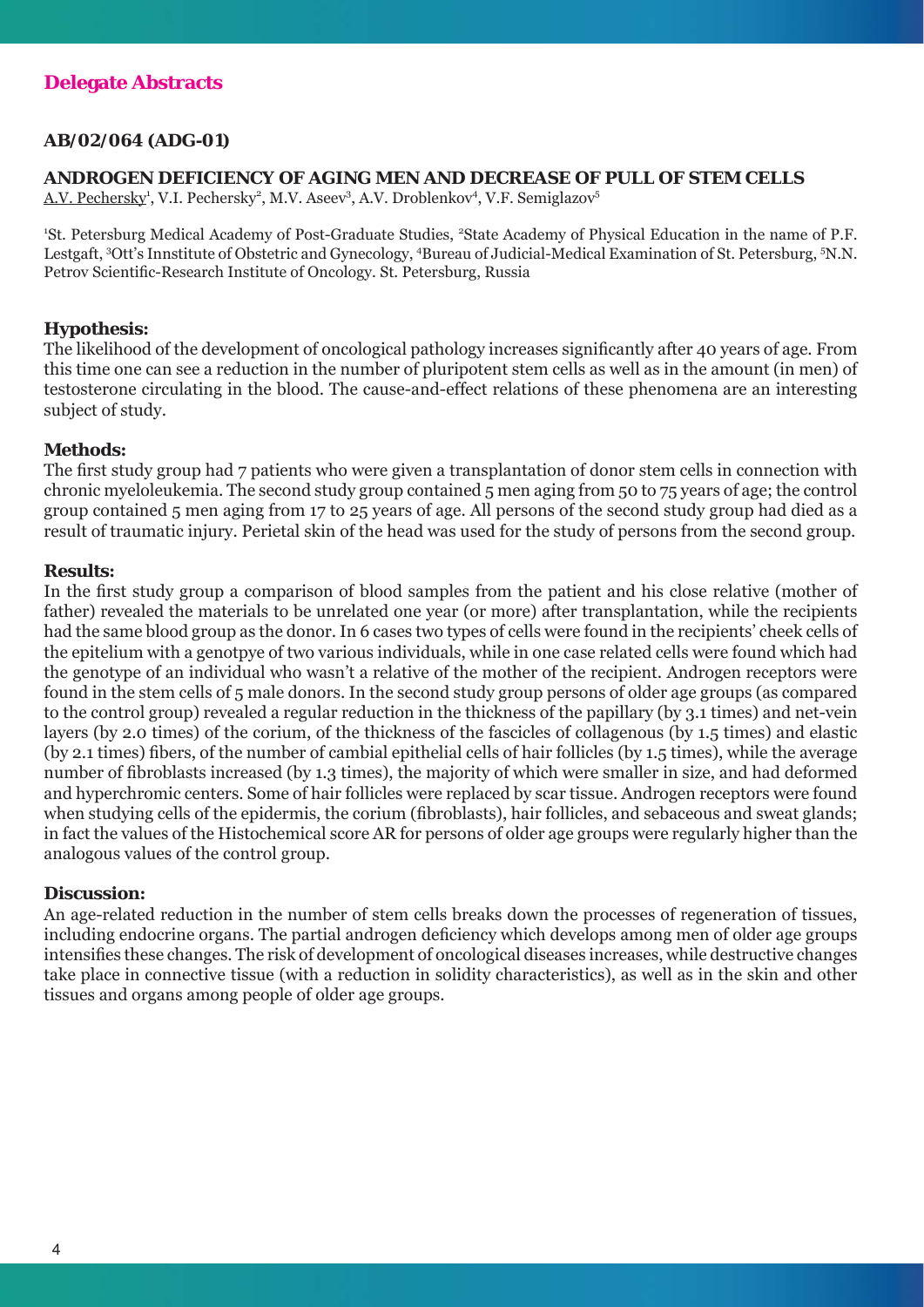## Delegate Abstracts

### AB/02/064 (ADG-01)

### ANDROGEN DEFICIENCY OF AGING MEN AND DECREASE OF PULL OF STEM CELLS

A.V. Pechersky[1], V.I. Pechersky[2], M.V. Aseev[3], A.V. Droblenkov[4], V.F. Semiglazov[5]

[1]St. Petersburg Medical Academy of Post-Graduate Studies, [2]State Academy of Physical Education in the name of P.F. Lestgaft, [3]Ott's Innstitute of Obstetric and Gynecology, [4]Bureau of Judicial-Medical Examination of St. Petersburg, [5]N.N. Petrov Scientific-Research Institute of Oncology. St. Petersburg, Russia

**Hypothesis:**

The likelihood of the development of oncological pathology increases significantly after 40 years of age. From this time one can see a reduction in the number of pluripotent stem cells as well as in the amount (in men) of testosterone circulating in the blood. The cause-and-effect relations of these phenomena are an interesting subject of study.

**Methods:**

The first study group had 7 patients who were given a transplantation of donor stem cells in connection with chronic myeloleukemia. The second study group contained 5 men aging from 50 to 75 years of age; the control group contained 5 men aging from 17 to 25 years of age. All persons of the second study group had died as a result of traumatic injury. Perietal skin of the head was used for the study of persons from the second group.

**Results:**

In the first study group a comparison of blood samples from the patient and his close relative (mother of father) revealed the materials to be unrelated one year (or more) after transplantation, while the recipients had the same blood group as the donor. In 6 cases two types of cells were found in the recipients' cheek cells of the epitelium with a genotpye of two various individuals, while in one case related cells were found which had the genotype of an individual who wasn't a relative of the mother of the recipient. Androgen receptors were found in the stem cells of 5 male donors. In the second study group persons of older age groups (as compared to the control group) revealed a regular reduction in the thickness of the papillary (by 3.1 times) and net-vein layers (by 2.0 times) of the corium, of the thickness of the fascicles of collagenous (by 1.5 times) and elastic (by 2.1 times) fibers, of the number of cambial epithelial cells of hair follicles (by 1.5 times), while the average number of fibroblasts increased (by 1.3 times), the majority of which were smaller in size, and had deformed and hyperchromic centers. Some of hair follicles were replaced by scar tissue. Androgen receptors were found when studying cells of the epidermis, the corium (fibroblasts), hair follicles, and sebaceous and sweat glands; in fact the values of the Histochemical score AR for persons of older age groups were regularly higher than the analogous values of the control group.

**Discussion:**

An age-related reduction in the number of stem cells breaks down the processes of regeneration of tissues, including endocrine organs. The partial androgen deficiency which develops among men of older age groups intensifies these changes. The risk of development of oncological diseases increases, while destructive changes take place in connective tissue (with a reduction in solidity characteristics), as well as in the skin and other tissues and organs among people of older age groups.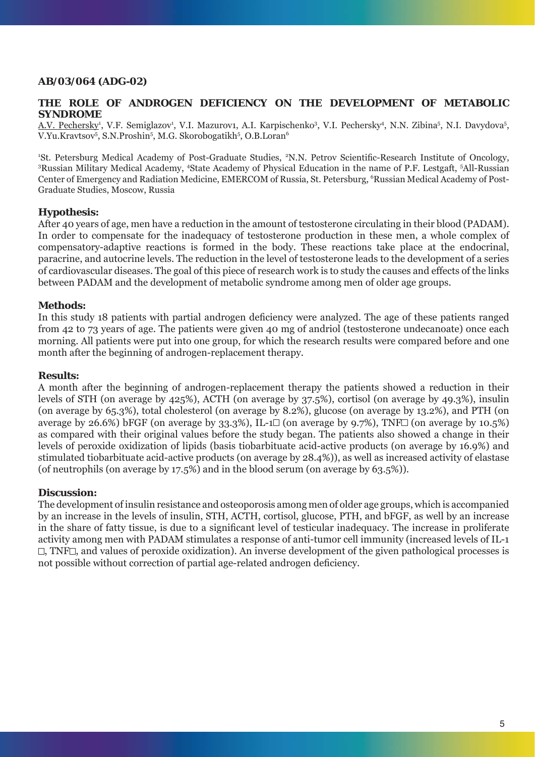**AB/03/064 (ADG-02)**

## THE ROLE OF ANDROGEN DEFICIENCY ON THE DEVELOPMENT OF METABOLIC SYNDROME

A.V. Pechersky[1], V.F. Semiglazov[1], V.I. Mazurov1, A.I. Karpischenko[3], V.I. Pechersky[4], N.N. Zibina[5], N.I. Davydova[5], V.Yu.Kravtsov[5], S.N.Proshin[5], M.G. Skorobogatikh[5], O.B.Loran[6]

[1]St. Petersburg Medical Academy of Post-Graduate Studies, [2]N.N. Petrov Scientific-Research Institute of Oncology, [3]Russian Military Medical Academy, [4]State Academy of Physical Education in the name of P.F. Lestgaft, [5]All-Russian Center of Emergency and Radiation Medicine, EMERCOM of Russia, St. Petersburg, [6]Russian Medical Academy of Post-Graduate Studies, Moscow, Russia

### Hypothesis:

After 40 years of age, men have a reduction in the amount of testosterone circulating in their blood (PADAM). In order to compensate for the inadequacy of testosterone production in these men, a whole complex of compensatory-adaptive reactions is formed in the body. These reactions take place at the endocrinal, paracrine, and autocrine levels. The reduction in the level of testosterone leads to the development of a series of cardiovascular diseases. The goal of this piece of research work is to study the causes and effects of the links between PADAM and the development of metabolic syndrome among men of older age groups.

### Methods:

In this study 18 patients with partial androgen deficiency were analyzed. The age of these patients ranged from 42 to 73 years of age. The patients were given 40 mg of andriol (testosterone undecanoate) once each morning. All patients were put into one group, for which the research results were compared before and one month after the beginning of androgen-replacement therapy.

### Results:

A month after the beginning of androgen-replacement therapy the patients showed a reduction in their levels of STH (on average by 425%), ACTH (on average by 37.5%), cortisol (on average by 49.3%), insulin (on average by 65.3%), total cholesterol (on average by 8.2%), glucose (on average by 13.2%), and PTH (on average by 26.6%) bFGF (on average by 33.3%), IL-1□ (on average by 9.7%), TNF□ (on average by 10.5%) as compared with their original values before the study began. The patients also showed a change in their levels of peroxide oxidization of lipids (basis tiobarbituate acid-active products (on average by 16.9%) and stimulated tiobarbituate acid-active products (on average by 28.4%)), as well as increased activity of elastase (of neutrophils (on average by 17.5%) and in the blood serum (on average by 63.5%)).

### Discussion:

The development of insulin resistance and osteoporosis among men of older age groups, which is accompanied by an increase in the levels of insulin, STH, ACTH, cortisol, glucose, PTH, and bFGF, as well by an increase in the share of fatty tissue, is due to a significant level of testicular inadequacy. The increase in proliferate activity among men with PADAM stimulates a response of anti-tumor cell immunity (increased levels of IL-1 □, TNF□, and values of peroxide oxidization). An inverse development of the given pathological processes is not possible without correction of partial age-related androgen deficiency.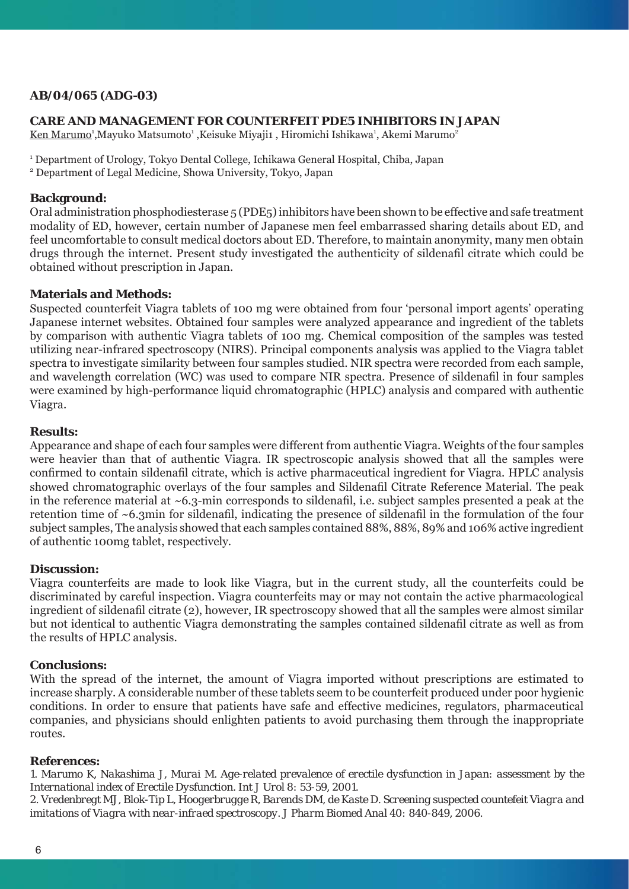**AB/04/065 (ADG-03)**

## CARE AND MANAGEMENT FOR COUNTERFEIT PDE5 INHIBITORS IN JAPAN

Ken Marumo[1],Mayuko Matsumoto[1] ,Keisuke Miyaji1 , Hiromichi Ishikawa[1], Akemi Marumo[2]

[1] Department of Urology, Tokyo Dental College, Ichikawa General Hospital, Chiba, Japan
[2] Department of Legal Medicine, Showa University, Tokyo, Japan

### Background:

Oral administration phosphodiesterase 5 (PDE5) inhibitors have been shown to be effective and safe treatment modality of ED, however, certain number of Japanese men feel embarrassed sharing details about ED, and feel uncomfortable to consult medical doctors about ED. Therefore, to maintain anonymity, many men obtain drugs through the internet. Present study investigated the authenticity of sildenafil citrate which could be obtained without prescription in Japan.

### Materials and Methods:

Suspected counterfeit Viagra tablets of 100 mg were obtained from four 'personal import agents' operating Japanese internet websites. Obtained four samples were analyzed appearance and ingredient of the tablets by comparison with authentic Viagra tablets of 100 mg. Chemical composition of the samples was tested utilizing near-infrared spectroscopy (NIRS). Principal components analysis was applied to the Viagra tablet spectra to investigate similarity between four samples studied. NIR spectra were recorded from each sample, and wavelength correlation (WC) was used to compare NIR spectra. Presence of sildenafil in four samples were examined by high-performance liquid chromatographic (HPLC) analysis and compared with authentic Viagra.

### Results:

Appearance and shape of each four samples were different from authentic Viagra. Weights of the four samples were heavier than that of authentic Viagra. IR spectroscopic analysis showed that all the samples were confirmed to contain sildenafil citrate, which is active pharmaceutical ingredient for Viagra. HPLC analysis showed chromatographic overlays of the four samples and Sildenafil Citrate Reference Material. The peak in the reference material at ~6.3-min corresponds to sildenafil, i.e. subject samples presented a peak at the retention time of ~6.3min for sildenafil, indicating the presence of sildenafil in the formulation of the four subject samples, The analysis showed that each samples contained 88%, 88%, 89% and 106% active ingredient of authentic 100mg tablet, respectively.

### Discussion:

Viagra counterfeits are made to look like Viagra, but in the current study, all the counterfeits could be discriminated by careful inspection. Viagra counterfeits may or may not contain the active pharmacological ingredient of sildenafil citrate (2), however, IR spectroscopy showed that all the samples were almost similar but not identical to authentic Viagra demonstrating the samples contained sildenafil citrate as well as from the results of HPLC analysis.

### Conclusions:

With the spread of the internet, the amount of Viagra imported without prescriptions are estimated to increase sharply. A considerable number of these tablets seem to be counterfeit produced under poor hygienic conditions. In order to ensure that patients have safe and effective medicines, regulators, pharmaceutical companies, and physicians should enlighten patients to avoid purchasing them through the inappropriate routes.

### References:

*1. Marumo K, Nakashima J, Murai M. Age-related prevalence of erectile dysfunction in Japan: assessment by the International index of Erectile Dysfunction. Int J Urol 8: 53-59, 2001.*

*2. Vredenbregt MJ, Blok-Tip L, Hoogerbrugge R, Barends DM, de Kaste D. Screening suspected countefeit Viagra and imitations of Viagra with near-infraed spectroscopy. J Pharm Biomed Anal 40: 840-849, 2006.*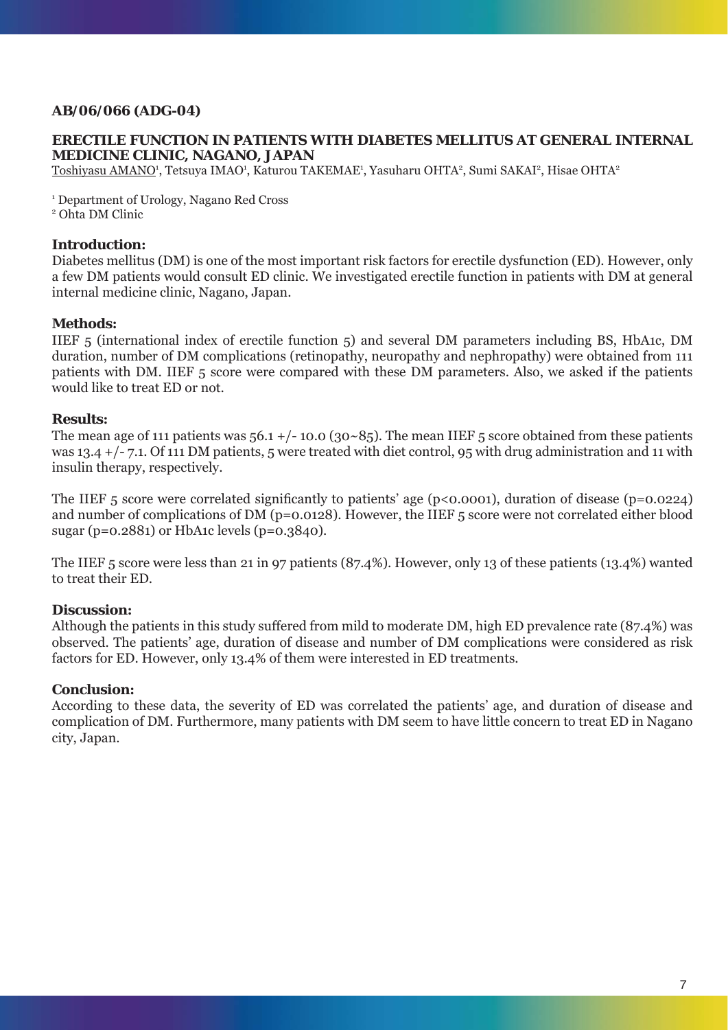**AB/06/066 (ADG-04)**

## ERECTILE FUNCTION IN PATIENTS WITH DIABETES MELLITUS AT GENERAL INTERNAL MEDICINE CLINIC, NAGANO, JAPAN

Toshiyasu AMANO[1], Tetsuya IMAO[1], Katurou TAKEMAE[1], Yasuharu OHTA[2], Sumi SAKAI[2], Hisae OHTA[2]

[1] Department of Urology, Nagano Red Cross
[2] Ohta DM Clinic

### Introduction:

Diabetes mellitus (DM) is one of the most important risk factors for erectile dysfunction (ED). However, only a few DM patients would consult ED clinic. We investigated erectile function in patients with DM at general internal medicine clinic, Nagano, Japan.

### Methods:

IIEF 5 (international index of erectile function 5) and several DM parameters including BS, HbA1c, DM duration, number of DM complications (retinopathy, neuropathy and nephropathy) were obtained from 111 patients with DM. IIEF 5 score were compared with these DM parameters. Also, we asked if the patients would like to treat ED or not.

### Results:

The mean age of 111 patients was 56.1 +/- 10.0 (30~85). The mean IIEF 5 score obtained from these patients was 13.4 +/- 7.1. Of 111 DM patients, 5 were treated with diet control, 95 with drug administration and 11 with insulin therapy, respectively.

The IIEF 5 score were correlated significantly to patients' age ($p<0.0001$), duration of disease ($p=0.0224$) and number of complications of DM ($p=0.0128$). However, the IIEF 5 score were not correlated either blood sugar ($p=0.2881$) or HbA1c levels ($p=0.3840$).

The IIEF 5 score were less than 21 in 97 patients (87.4%). However, only 13 of these patients (13.4%) wanted to treat their ED.

### Discussion:

Although the patients in this study suffered from mild to moderate DM, high ED prevalence rate (87.4%) was observed. The patients' age, duration of disease and number of DM complications were considered as risk factors for ED. However, only 13.4% of them were interested in ED treatments.

### Conclusion:

According to these data, the severity of ED was correlated the patients' age, and duration of disease and complication of DM. Furthermore, many patients with DM seem to have little concern to treat ED in Nagano city, Japan.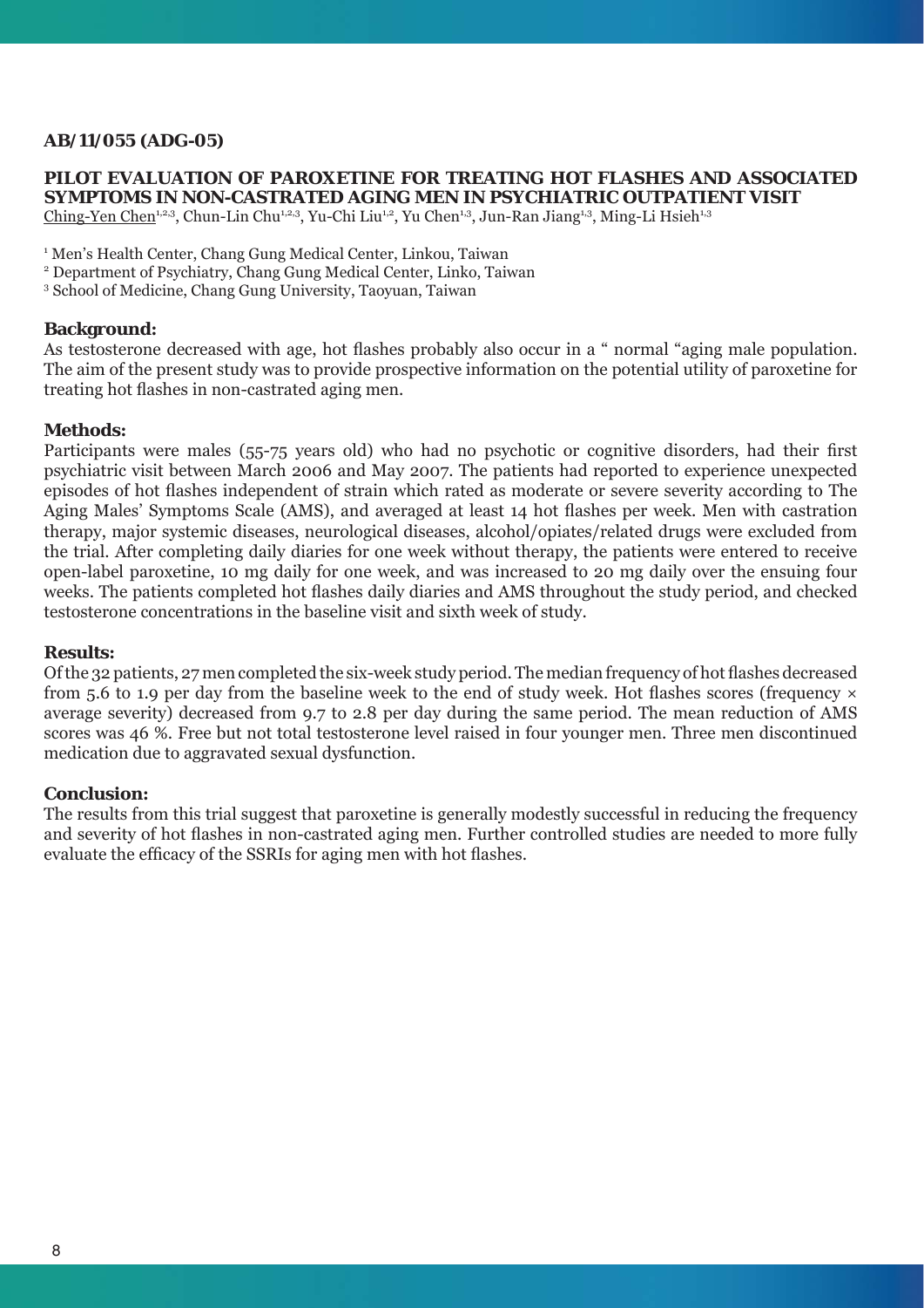**AB/11/055 (ADG-05)**

## PILOT EVALUATION OF PAROXETINE FOR TREATING HOT FLASHES AND ASSOCIATED SYMPTOMS IN NON-CASTRATED AGING MEN IN PSYCHIATRIC OUTPATIENT VISIT

Ching-Yen Chen[1,2,3], Chun-Lin Chu[1,2,3], Yu-Chi Liu[1,2], Yu Chen[1,3], Jun-Ran Jiang[1,3], Ming-Li Hsieh[1,3]

[1] Men's Health Center, Chang Gung Medical Center, Linkou, Taiwan
[2] Department of Psychiatry, Chang Gung Medical Center, Linko, Taiwan
[3] School of Medicine, Chang Gung University, Taoyuan, Taiwan

**Background:**
As testosterone decreased with age, hot flashes probably also occur in a " normal "aging male population. The aim of the present study was to provide prospective information on the potential utility of paroxetine for treating hot flashes in non-castrated aging men.

**Methods:**
Participants were males (55-75 years old) who had no psychotic or cognitive disorders, had their first psychiatric visit between March 2006 and May 2007. The patients had reported to experience unexpected episodes of hot flashes independent of strain which rated as moderate or severe severity according to The Aging Males' Symptoms Scale (AMS), and averaged at least 14 hot flashes per week. Men with castration therapy, major systemic diseases, neurological diseases, alcohol/opiates/related drugs were excluded from the trial. After completing daily diaries for one week without therapy, the patients were entered to receive open-label paroxetine, 10 mg daily for one week, and was increased to 20 mg daily over the ensuing four weeks. The patients completed hot flashes daily diaries and AMS throughout the study period, and checked testosterone concentrations in the baseline visit and sixth week of study.

**Results:**
Of the 32 patients, 27 men completed the six-week study period. The median frequency of hot flashes decreased from 5.6 to 1.9 per day from the baseline week to the end of study week. Hot flashes scores (frequency × average severity) decreased from 9.7 to 2.8 per day during the same period. The mean reduction of AMS scores was 46 %. Free but not total testosterone level raised in four younger men. Three men discontinued medication due to aggravated sexual dysfunction.

**Conclusion:**
The results from this trial suggest that paroxetine is generally modestly successful in reducing the frequency and severity of hot flashes in non-castrated aging men. Further controlled studies are needed to more fully evaluate the efficacy of the SSRIs for aging men with hot flashes.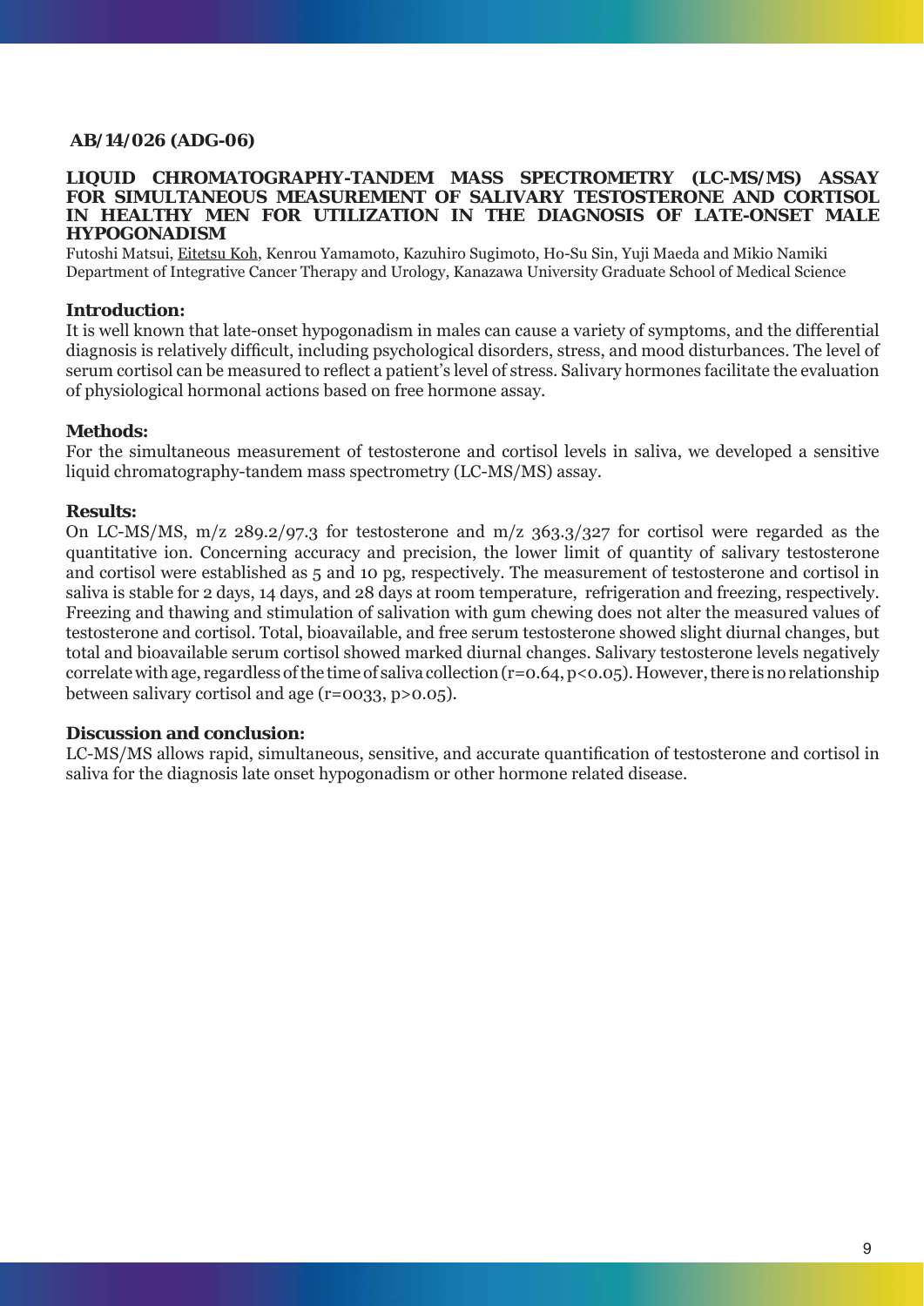**AB/14/026 (ADG-06)**

## LIQUID CHROMATOGRAPHY-TANDEM MASS SPECTROMETRY (LC-MS/MS) ASSAY FOR SIMULTANEOUS MEASUREMENT OF SALIVARY TESTOSTERONE AND CORTISOL IN HEALTHY MEN FOR UTILIZATION IN THE DIAGNOSIS OF LATE-ONSET MALE HYPOGONADISM

Futoshi Matsui, Eitetsu Koh, Kenrou Yamamoto, Kazuhiro Sugimoto, Ho-Su Sin, Yuji Maeda and Mikio Namiki
Department of Integrative Cancer Therapy and Urology, Kanazawa University Graduate School of Medical Science

### Introduction:

It is well known that late-onset hypogonadism in males can cause a variety of symptoms, and the differential diagnosis is relatively difficult, including psychological disorders, stress, and mood disturbances. The level of serum cortisol can be measured to reflect a patient's level of stress. Salivary hormones facilitate the evaluation of physiological hormonal actions based on free hormone assay.

### Methods:

For the simultaneous measurement of testosterone and cortisol levels in saliva, we developed a sensitive liquid chromatography-tandem mass spectrometry (LC-MS/MS) assay.

### Results:

On LC-MS/MS, m/z 289.2/97.3 for testosterone and m/z 363.3/327 for cortisol were regarded as the quantitative ion. Concerning accuracy and precision, the lower limit of quantity of salivary testosterone and cortisol were established as 5 and 10 pg, respectively. The measurement of testosterone and cortisol in saliva is stable for 2 days, 14 days, and 28 days at room temperature, refrigeration and freezing, respectively. Freezing and thawing and stimulation of salivation with gum chewing does not alter the measured values of testosterone and cortisol. Total, bioavailable, and free serum testosterone showed slight diurnal changes, but total and bioavailable serum cortisol showed marked diurnal changes. Salivary testosterone levels negatively correlate with age, regardless of the time of saliva collection ($r=0.64$, $p<0.05$). However, there is no relationship between salivary cortisol and age ($r=0033$, $p>0.05$).

### Discussion and conclusion:

LC-MS/MS allows rapid, simultaneous, sensitive, and accurate quantification of testosterone and cortisol in saliva for the diagnosis late onset hypogonadism or other hormone related disease.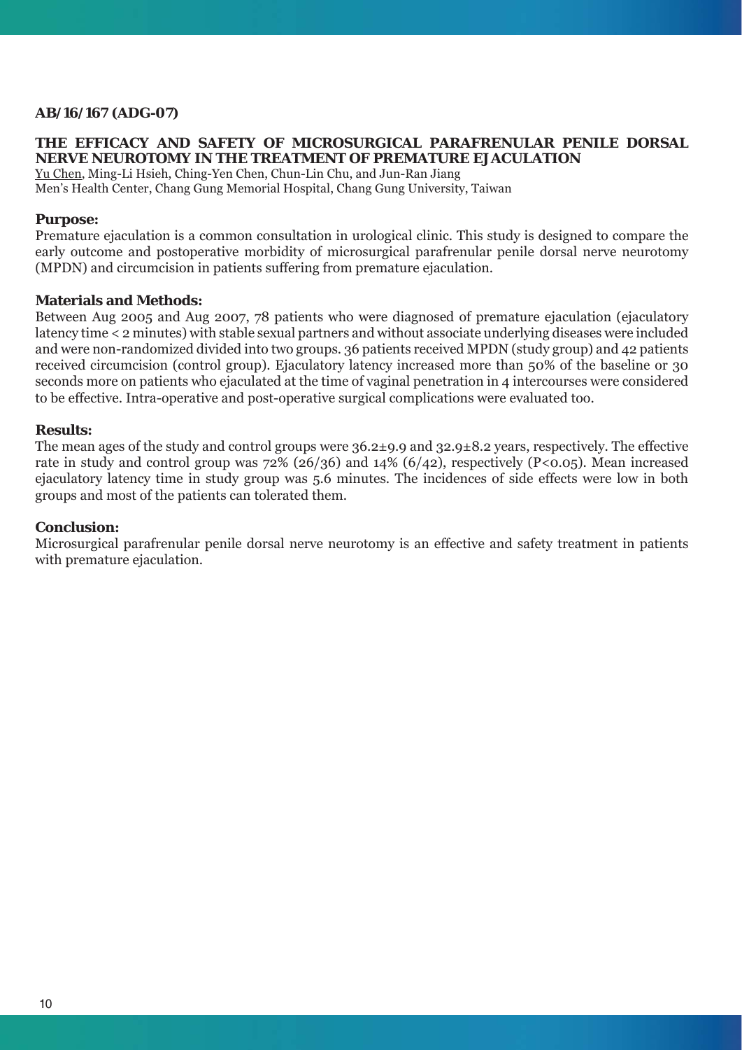**AB/16/167 (ADG-07)**

## THE EFFICACY AND SAFETY OF MICROSURGICAL PARAFRENULAR PENILE DORSAL NERVE NEUROTOMY IN THE TREATMENT OF PREMATURE EJACULATION

Yu Chen, Ming-Li Hsieh, Ching-Yen Chen, Chun-Lin Chu, and Jun-Ran Jiang
Men's Health Center, Chang Gung Memorial Hospital, Chang Gung University, Taiwan

**Purpose:**
Premature ejaculation is a common consultation in urological clinic. This study is designed to compare the early outcome and postoperative morbidity of microsurgical parafrenular penile dorsal nerve neurotomy (MPDN) and circumcision in patients suffering from premature ejaculation.

**Materials and Methods:**
Between Aug 2005 and Aug 2007, 78 patients who were diagnosed of premature ejaculation (ejaculatory latency time < 2 minutes) with stable sexual partners and without associate underlying diseases were included and were non-randomized divided into two groups. 36 patients received MPDN (study group) and 42 patients received circumcision (control group). Ejaculatory latency increased more than 50% of the baseline or 30 seconds more on patients who ejaculated at the time of vaginal penetration in 4 intercourses were considered to be effective. Intra-operative and post-operative surgical complications were evaluated too.

**Results:**
The mean ages of the study and control groups were 36.2±9.9 and 32.9±8.2 years, respectively. The effective rate in study and control group was 72% (26/36) and 14% (6/42), respectively ($P<0.05$). Mean increased ejaculatory latency time in study group was 5.6 minutes. The incidences of side effects were low in both groups and most of the patients can tolerated them.

**Conclusion:**
Microsurgical parafrenular penile dorsal nerve neurotomy is an effective and safety treatment in patients with premature ejaculation.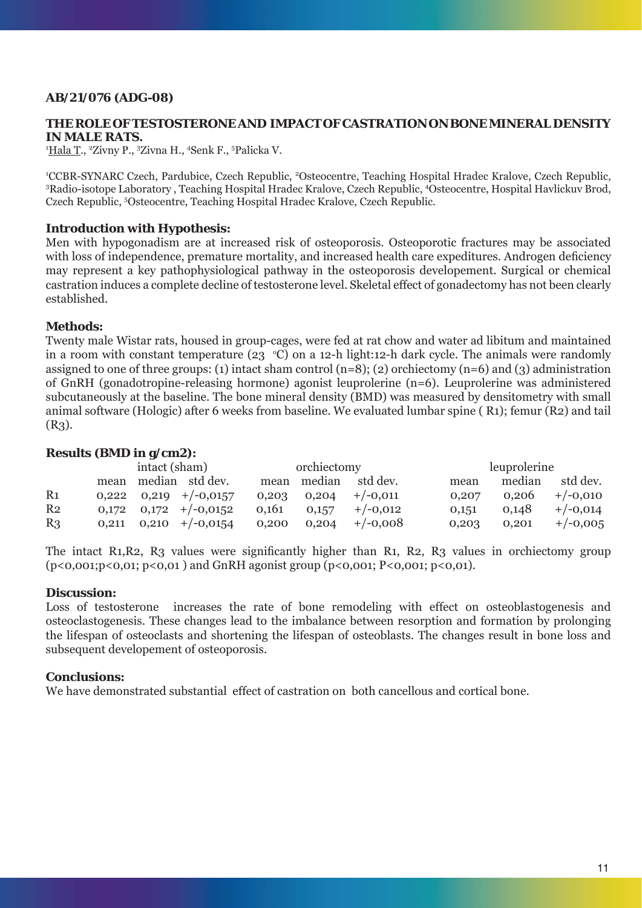**AB/21/076 (ADG-08)**

## THE ROLE OF TESTOSTERONE AND IMPACT OF CASTRATION ON BONE MINERAL DENSITY IN MALE RATS.

[1]Hala T., [2]Zivny P., [3]Zivna H., [4]Senk F., [5]Palicka V.

[1]CCBR-SYNARC Czech, Pardubice, Czech Republic, [2]Osteocentre, Teaching Hospital Hradec Kralove, Czech Republic, [3]Radio-isotope Laboratory , Teaching Hospital Hradec Kralove, Czech Republic, [4]Osteocentre, Hospital Havlickuv Brod, Czech Republic, [5]Osteocentre, Teaching Hospital Hradec Kralove, Czech Republic.

### Introduction with Hypothesis:

Men with hypogonadism are at increased risk of osteoporosis. Osteoporotic fractures may be associated with loss of independence, premature mortality, and increased health care expeditures. Androgen deficiency may represent a key pathophysiological pathway in the osteoporosis developement. Surgical or chemical castration induces a complete decline of testosterone level. Skeletal effect of gonadectomy has not been clearly established.

### Methods:

Twenty male Wistar rats, housed in group-cages, were fed at rat chow and water ad libitum and maintained in a room with constant temperature (23 °C) on a 12-h light:12-h dark cycle. The animals were randomly assigned to one of three groups: (1) intact sham control (n=8); (2) orchiectomy (n=6) and (3) administration of GnRH (gonadotropine-releasing hormone) agonist leuprolerine (n=6). Leuprolerine was administered subcutaneously at the baseline. The bone mineral density (BMD) was measured by densitometry with small animal software (Hologic) after 6 weeks from baseline. We evaluated lumbar spine ( R1); femur (R2) and tail (R3).

### Results (BMD in g/cm2):

| | intact (sham) | | | orchiectomy | | | leuprolerine | | |
|---|---|---|---|---|---|---|---|---|---|
| | mean | median | std dev. | mean | median | std dev. | mean | median | std dev. |
| R1 | 0,222 | 0,219 | +/-0,0157 | 0,203 | 0,204 | +/-0,011 | 0,207 | 0,206 | +/-0,010 |
| R2 | 0,172 | 0,172 | +/-0,0152 | 0,161 | 0,157 | +/-0,012 | 0,151 | 0,148 | +/-0,014 |
| R3 | 0,211 | 0,210 | +/-0,0154 | 0,200 | 0,204 | +/-0,008 | 0,203 | 0,201 | +/-0,005 |

The intact R1,R2, R3 values were significantly higher than R1, R2, R3 values in orchiectomy group ($p<0,001$; $p<0,01$; $p<0,01$ ) and GnRH agonist group ($p<0,001$; $P<0,001$; $p<0,01$).

### Discussion:

Loss of testosterone increases the rate of bone remodeling with effect on osteoblastogenesis and osteoclastogenesis. These changes lead to the imbalance between resorption and formation by prolonging the lifespan of osteoclasts and shortening the lifespan of osteoblasts. The changes result in bone loss and subsequent developement of osteoporosis.

### Conclusions:

We have demonstrated substantial effect of castration on both cancellous and cortical bone.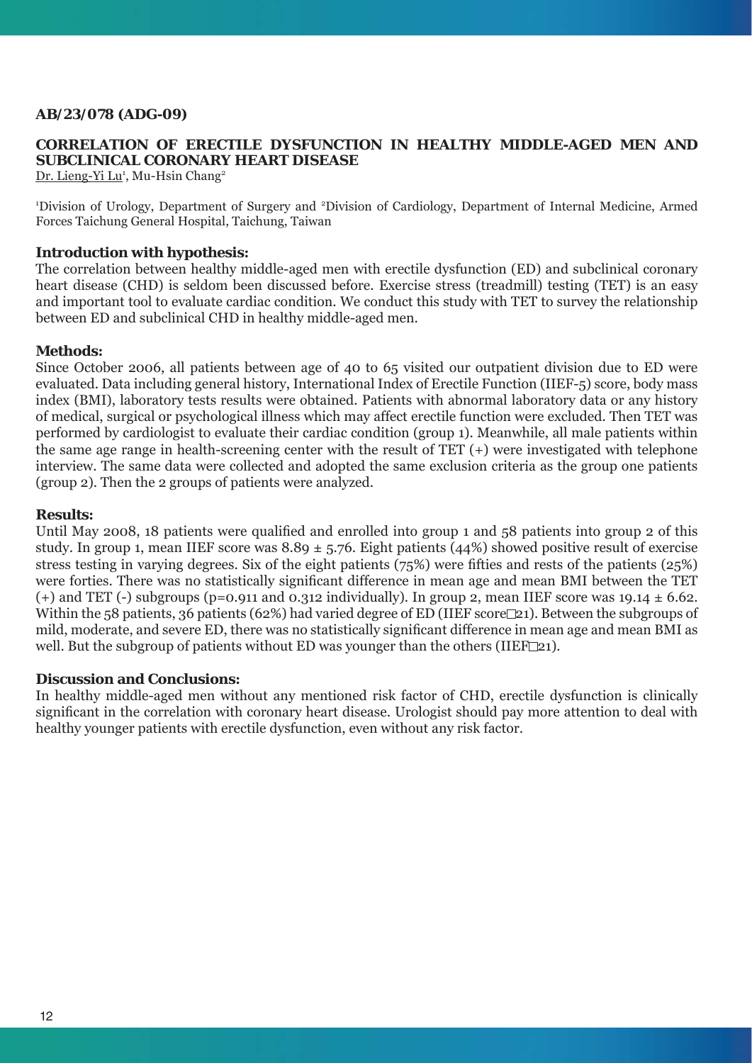**AB/23/078 (ADG-09)**

## CORRELATION OF ERECTILE DYSFUNCTION IN HEALTHY MIDDLE-AGED MEN AND SUBCLINICAL CORONARY HEART DISEASE

Dr. Lieng-Yi Lu[1], Mu-Hsin Chang[2]

[1]Division of Urology, Department of Surgery and [2]Division of Cardiology, Department of Internal Medicine, Armed Forces Taichung General Hospital, Taichung, Taiwan

### Introduction with hypothesis:

The correlation between healthy middle-aged men with erectile dysfunction (ED) and subclinical coronary heart disease (CHD) is seldom been discussed before. Exercise stress (treadmill) testing (TET) is an easy and important tool to evaluate cardiac condition. We conduct this study with TET to survey the relationship between ED and subclinical CHD in healthy middle-aged men.

### Methods:

Since October 2006, all patients between age of 40 to 65 visited our outpatient division due to ED were evaluated. Data including general history, International Index of Erectile Function (IIEF-5) score, body mass index (BMI), laboratory tests results were obtained. Patients with abnormal laboratory data or any history of medical, surgical or psychological illness which may affect erectile function were excluded. Then TET was performed by cardiologist to evaluate their cardiac condition (group 1). Meanwhile, all male patients within the same age range in health-screening center with the result of TET (+) were investigated with telephone interview. The same data were collected and adopted the same exclusion criteria as the group one patients (group 2). Then the 2 groups of patients were analyzed.

### Results:

Until May 2008, 18 patients were qualified and enrolled into group 1 and 58 patients into group 2 of this study. In group 1, mean IIEF score was 8.89 ± 5.76. Eight patients (44%) showed positive result of exercise stress testing in varying degrees. Six of the eight patients (75%) were fifties and rests of the patients (25%) were forties. There was no statistically significant difference in mean age and mean BMI between the TET (+) and TET (-) subgroups ($p=0.911$ and $0.312$ individually). In group 2, mean IIEF score was 19.14 ± 6.62. Within the 58 patients, 36 patients (62%) had varied degree of ED (IIEF score□21). Between the subgroups of mild, moderate, and severe ED, there was no statistically significant difference in mean age and mean BMI as well. But the subgroup of patients without ED was younger than the others (IIEF□21).

### Discussion and Conclusions:

In healthy middle-aged men without any mentioned risk factor of CHD, erectile dysfunction is clinically significant in the correlation with coronary heart disease. Urologist should pay more attention to deal with healthy younger patients with erectile dysfunction, even without any risk factor.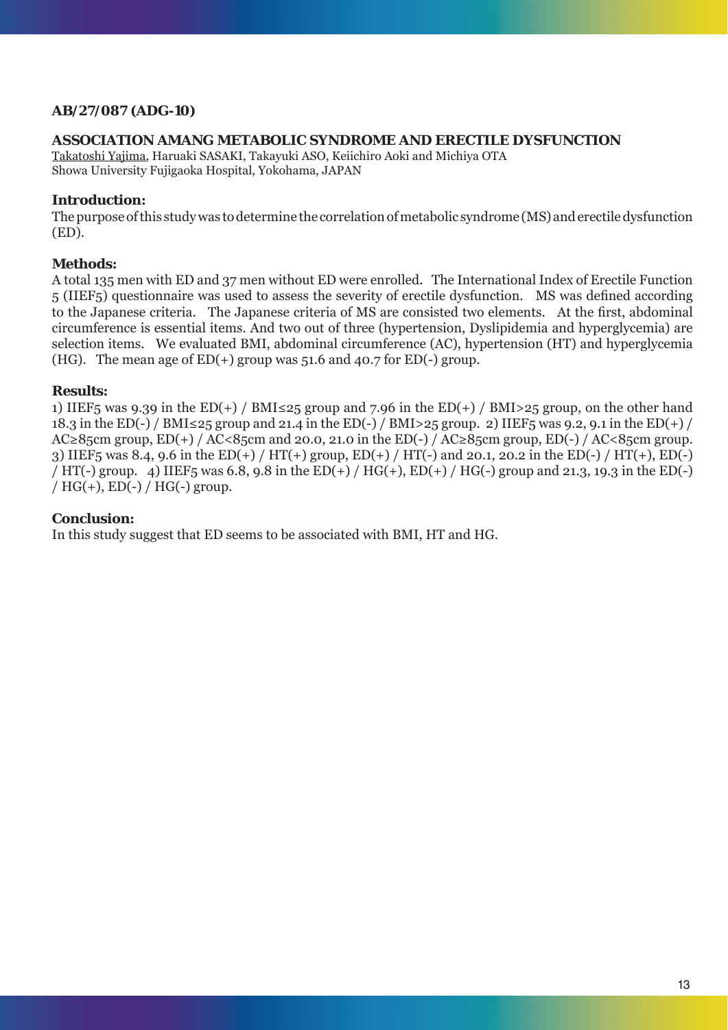**AB/27/087 (ADG-10)**

## ASSOCIATION AMANG METABOLIC SYNDROME AND ERECTILE DYSFUNCTION

Takatoshi Yajima, Haruaki SASAKI, Takayuki ASO, Keiichiro Aoki and Michiya OTA
Showa University Fujigaoka Hospital, Yokohama, JAPAN

### Introduction:

The purpose of this study was to determine the correlation of metabolic syndrome (MS) and erectile dysfunction (ED).

### Methods:

A total 135 men with ED and 37 men without ED were enrolled. The International Index of Erectile Function 5 (IIEF5) questionnaire was used to assess the severity of erectile dysfunction. MS was defined according to the Japanese criteria. The Japanese criteria of MS are consisted two elements. At the first, abdominal circumference is essential items. And two out of three (hypertension, Dyslipidemia and hyperglycemia) are selection items. We evaluated BMI, abdominal circumference (AC), hypertension (HT) and hyperglycemia (HG). The mean age of ED(+) group was 51.6 and 40.7 for ED(-) group.

### Results:

1) IIEF5 was 9.39 in the ED(+) / BMI≤25 group and 7.96 in the ED(+) / BMI>25 group, on the other hand 18.3 in the ED(-) / BMI≤25 group and 21.4 in the ED(-) / BMI>25 group. 2) IIEF5 was 9.2, 9.1 in the ED(+) / AC≥85cm group, ED(+) / AC<85cm and 20.0, 21.0 in the ED(-) / AC≥85cm group, ED(-) / AC<85cm group. 3) IIEF5 was 8.4, 9.6 in the ED(+) / HT(+) group, ED(+) / HT(-) and 20.1, 20.2 in the ED(-) / HT(+), ED(-) / HT(-) group. 4) IIEF5 was 6.8, 9.8 in the ED(+) / HG(+), ED(+) / HG(-) group and 21.3, 19.3 in the ED(-) / HG(+), ED(-) / HG(-) group.

### Conclusion:

In this study suggest that ED seems to be associated with BMI, HT and HG.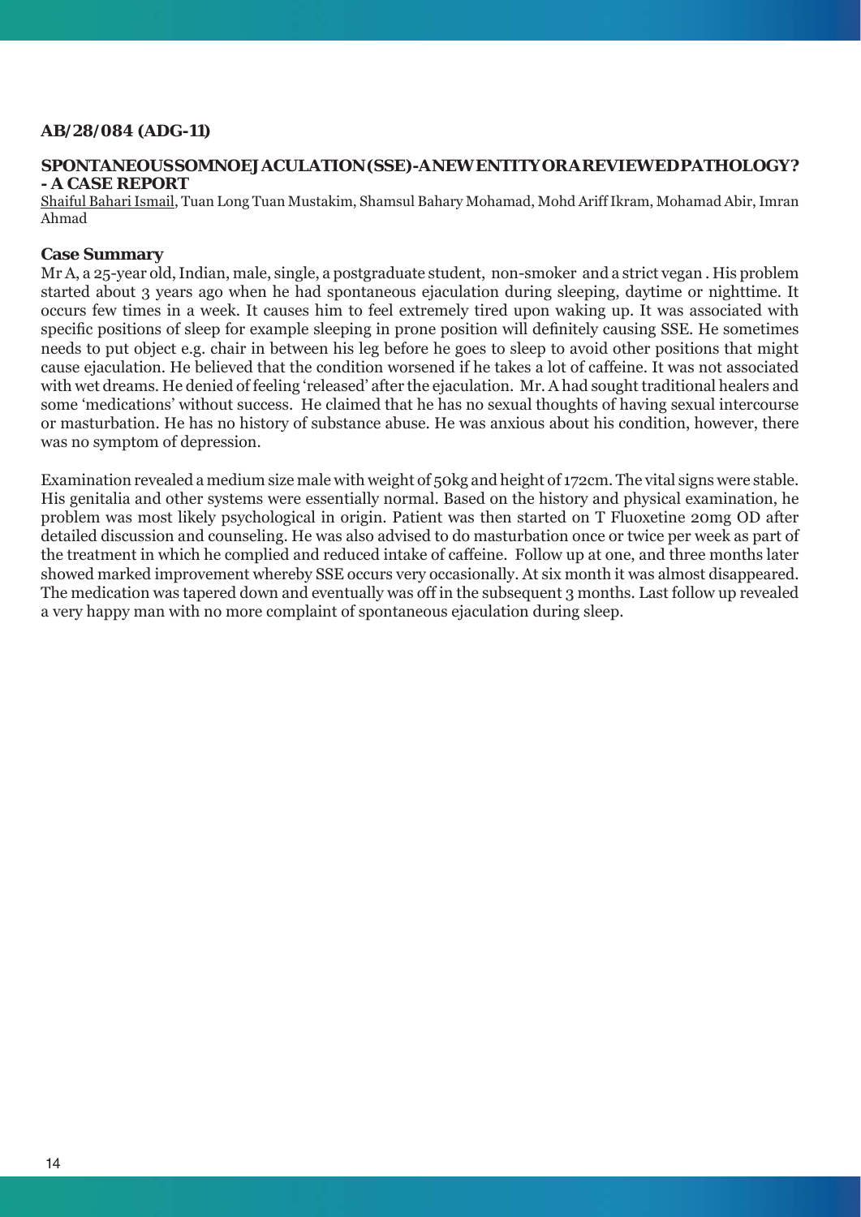**AB/28/084 (ADG-11)**

## SPONTANEOUS SOMNOEJACULATION (SSE)-A NEW ENTITY OR A REVIEWED PATHOLOGY? - A CASE REPORT

Shaiful Bahari Ismail, Tuan Long Tuan Mustakim, Shamsul Bahary Mohamad, Mohd Ariff Ikram, Mohamad Abir, Imran Ahmad

### Case Summary

Mr A, a 25-year old, Indian, male, single, a postgraduate student, non-smoker and a strict vegan . His problem started about 3 years ago when he had spontaneous ejaculation during sleeping, daytime or nighttime. It occurs few times in a week. It causes him to feel extremely tired upon waking up. It was associated with specific positions of sleep for example sleeping in prone position will definitely causing SSE. He sometimes needs to put object e.g. chair in between his leg before he goes to sleep to avoid other positions that might cause ejaculation. He believed that the condition worsened if he takes a lot of caffeine. It was not associated with wet dreams. He denied of feeling 'released' after the ejaculation. Mr. A had sought traditional healers and some 'medications' without success. He claimed that he has no sexual thoughts of having sexual intercourse or masturbation. He has no history of substance abuse. He was anxious about his condition, however, there was no symptom of depression.

Examination revealed a medium size male with weight of 50kg and height of 172cm. The vital signs were stable. His genitalia and other systems were essentially normal. Based on the history and physical examination, he problem was most likely psychological in origin. Patient was then started on T Fluoxetine 20mg OD after detailed discussion and counseling. He was also advised to do masturbation once or twice per week as part of the treatment in which he complied and reduced intake of caffeine. Follow up at one, and three months later showed marked improvement whereby SSE occurs very occasionally. At six month it was almost disappeared. The medication was tapered down and eventually was off in the subsequent 3 months. Last follow up revealed a very happy man with no more complaint of spontaneous ejaculation during sleep.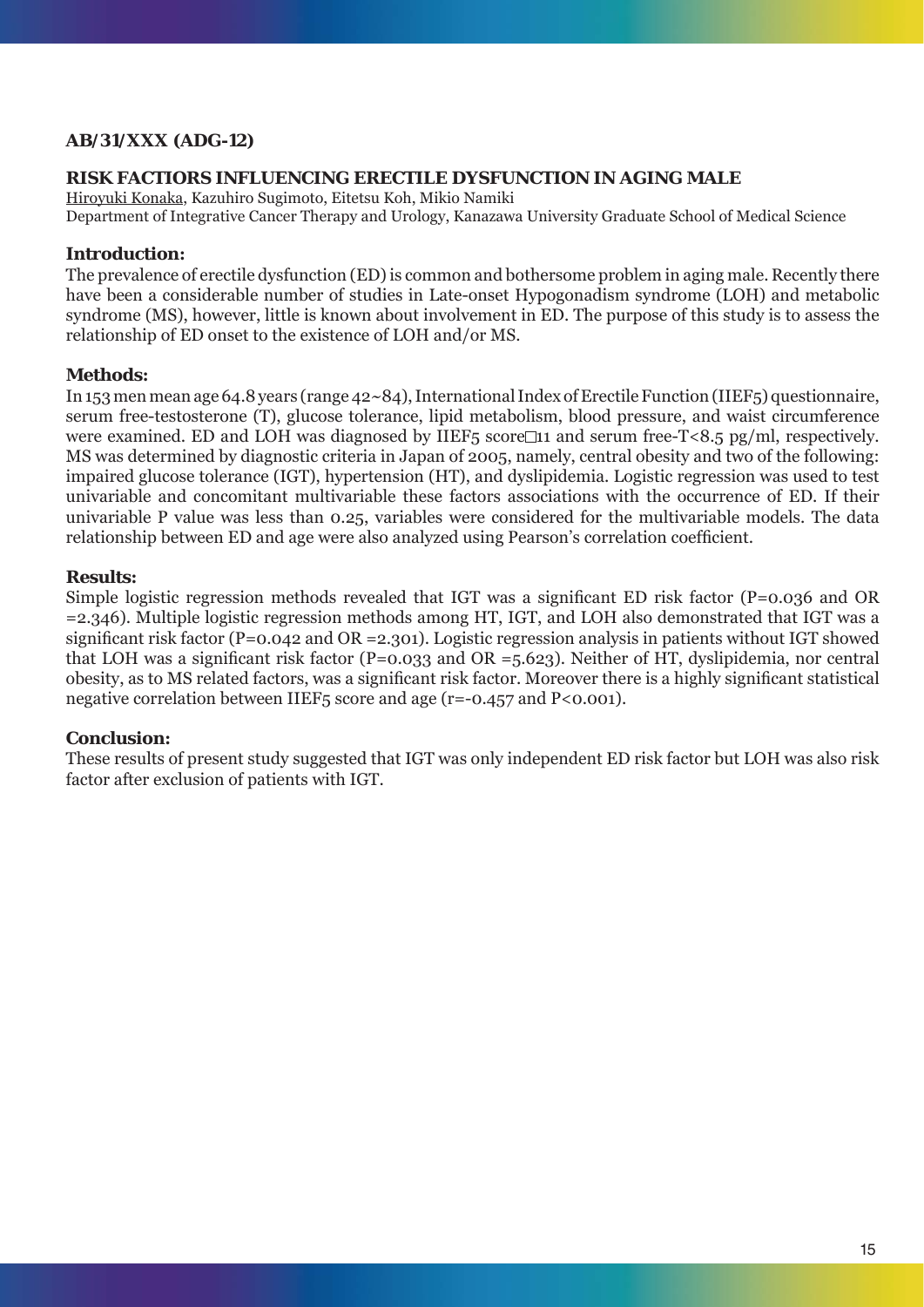**AB/31/XXX (ADG-12)**

## RISK FACTIORS INFLUENCING ERECTILE DYSFUNCTION IN AGING MALE

Hiroyuki Konaka, Kazuhiro Sugimoto, Eitetsu Koh, Mikio Namiki
Department of Integrative Cancer Therapy and Urology, Kanazawa University Graduate School of Medical Science

### Introduction:

The prevalence of erectile dysfunction (ED) is common and bothersome problem in aging male. Recently there have been a considerable number of studies in Late-onset Hypogonadism syndrome (LOH) and metabolic syndrome (MS), however, little is known about involvement in ED. The purpose of this study is to assess the relationship of ED onset to the existence of LOH and/or MS.

### Methods:

In 153 men mean age 64.8 years (range 42~84), International Index of Erectile Function (IIEF5) questionnaire, serum free-testosterone (T), glucose tolerance, lipid metabolism, blood pressure, and waist circumference were examined. ED and LOH was diagnosed by IIEF5 score□11 and serum free-T<8.5 pg/ml, respectively. MS was determined by diagnostic criteria in Japan of 2005, namely, central obesity and two of the following: impaired glucose tolerance (IGT), hypertension (HT), and dyslipidemia. Logistic regression was used to test univariable and concomitant multivariable these factors associations with the occurrence of ED. If their univariable P value was less than 0.25, variables were considered for the multivariable models. The data relationship between ED and age were also analyzed using Pearson's correlation coefficient.

### Results:

Simple logistic regression methods revealed that IGT was a significant ED risk factor (P=0.036 and OR =2.346). Multiple logistic regression methods among HT, IGT, and LOH also demonstrated that IGT was a significant risk factor (P=0.042 and OR =2.301). Logistic regression analysis in patients without IGT showed that LOH was a significant risk factor (P=0.033 and OR =5.623). Neither of HT, dyslipidemia, nor central obesity, as to MS related factors, was a significant risk factor. Moreover there is a highly significant statistical negative correlation between IIEF5 score and age (r=-0.457 and P<0.001).

### Conclusion:

These results of present study suggested that IGT was only independent ED risk factor but LOH was also risk factor after exclusion of patients with IGT.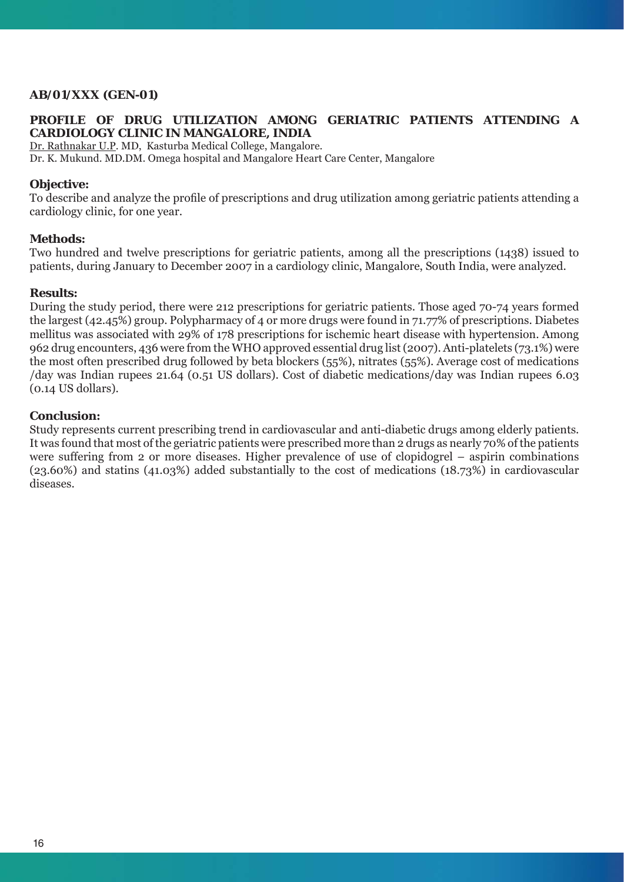**AB/01/XXX (GEN-01)**

## PROFILE OF DRUG UTILIZATION AMONG GERIATRIC PATIENTS ATTENDING A CARDIOLOGY CLINIC IN MANGALORE, INDIA

Dr. Rathnakar U.P. MD, Kasturba Medical College, Mangalore.
Dr. K. Mukund. MD.DM. Omega hospital and Mangalore Heart Care Center, Mangalore

### Objective:

To describe and analyze the profile of prescriptions and drug utilization among geriatric patients attending a cardiology clinic, for one year.

### Methods:

Two hundred and twelve prescriptions for geriatric patients, among all the prescriptions (1438) issued to patients, during January to December 2007 in a cardiology clinic, Mangalore, South India, were analyzed.

### Results:

During the study period, there were 212 prescriptions for geriatric patients. Those aged 70-74 years formed the largest (42.45%) group. Polypharmacy of 4 or more drugs were found in 71.77% of prescriptions. Diabetes mellitus was associated with 29% of 178 prescriptions for ischemic heart disease with hypertension. Among 962 drug encounters, 436 were from the WHO approved essential drug list (2007). Anti-platelets (73.1%) were the most often prescribed drug followed by beta blockers (55%), nitrates (55%). Average cost of medications /day was Indian rupees 21.64 (0.51 US dollars). Cost of diabetic medications/day was Indian rupees 6.03 (0.14 US dollars).

### Conclusion:

Study represents current prescribing trend in cardiovascular and anti-diabetic drugs among elderly patients. It was found that most of the geriatric patients were prescribed more than 2 drugs as nearly 70% of the patients were suffering from 2 or more diseases. Higher prevalence of use of clopidogrel – aspirin combinations (23.60%) and statins (41.03%) added substantially to the cost of medications (18.73%) in cardiovascular diseases.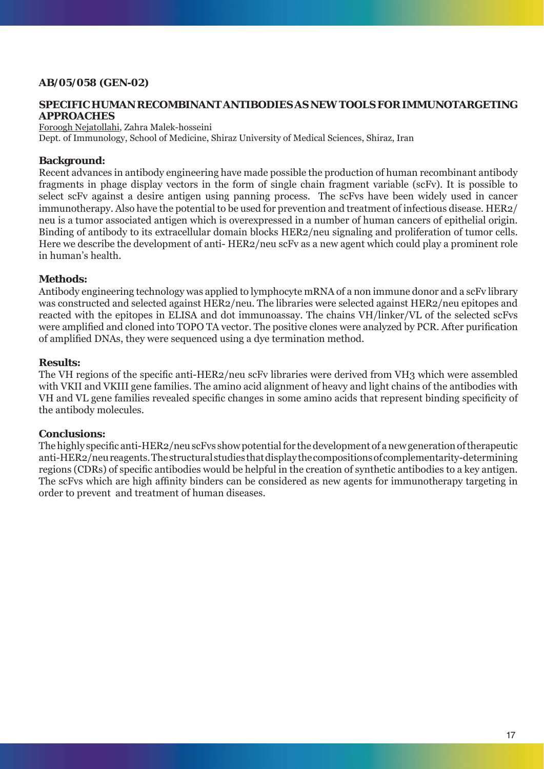**AB/05/058 (GEN-02)**

## SPECIFIC HUMAN RECOMBINANT ANTIBODIES AS NEW TOOLS FOR IMMUNOTARGETING APPROACHES

Foroogh Nejatollahi, Zahra Malek-hosseini

Dept. of Immunology, School of Medicine, Shiraz University of Medical Sciences, Shiraz, Iran

### Background:

Recent advances in antibody engineering have made possible the production of human recombinant antibody fragments in phage display vectors in the form of single chain fragment variable (scFv). It is possible to select scFv against a desire antigen using panning process. The scFvs have been widely used in cancer immunotherapy. Also have the potential to be used for prevention and treatment of infectious disease. HER2/neu is a tumor associated antigen which is overexpressed in a number of human cancers of epithelial origin. Binding of antibody to its extracellular domain blocks HER2/neu signaling and proliferation of tumor cells. Here we describe the development of anti- HER2/neu scFv as a new agent which could play a prominent role in human's health.

### Methods:

Antibody engineering technology was applied to lymphocyte mRNA of a non immune donor and a scFv library was constructed and selected against HER2/neu. The libraries were selected against HER2/neu epitopes and reacted with the epitopes in ELISA and dot immunoassay. The chains VH/linker/VL of the selected scFvs were amplified and cloned into TOPO TA vector. The positive clones were analyzed by PCR. After purification of amplified DNAs, they were sequenced using a dye termination method.

### Results:

The VH regions of the specific anti-HER2/neu scFv libraries were derived from VH3 which were assembled with VKII and VKIII gene families. The amino acid alignment of heavy and light chains of the antibodies with VH and VL gene families revealed specific changes in some amino acids that represent binding specificity of the antibody molecules.

### Conclusions:

The highly specific anti-HER2/neu scFvs show potential for the development of a new generation of therapeutic anti-HER2/neu reagents. The structural studies that display the compositions of complementarity-determining regions (CDRs) of specific antibodies would be helpful in the creation of synthetic antibodies to a key antigen. The scFvs which are high affinity binders can be considered as new agents for immunotherapy targeting in order to prevent and treatment of human diseases.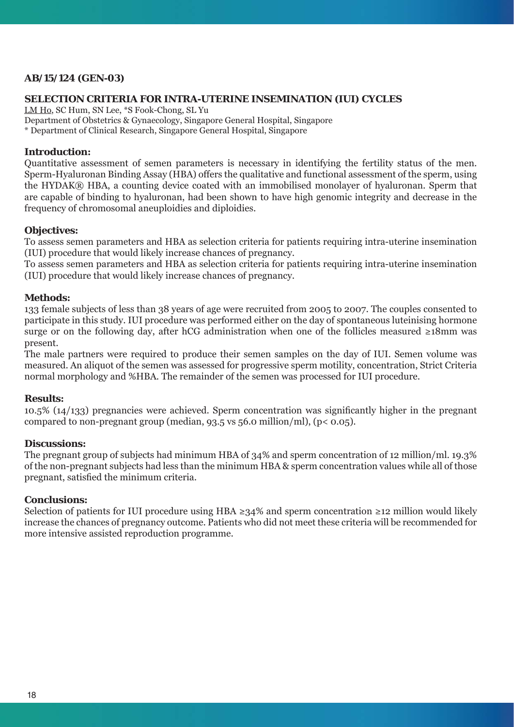**AB/15/124 (GEN-03)**

## SELECTION CRITERIA FOR INTRA-UTERINE INSEMINATION (IUI) CYCLES

LM Ho, SC Hum, SN Lee, *S Fook-Chong, SL Yu

Department of Obstetrics & Gynaecology, Singapore General Hospital, Singapore

* Department of Clinical Research, Singapore General Hospital, Singapore

### Introduction:

Quantitative assessment of semen parameters is necessary in identifying the fertility status of the men. Sperm-Hyaluronan Binding Assay (HBA) offers the qualitative and functional assessment of the sperm, using the HYDAK® HBA, a counting device coated with an immobilised monolayer of hyaluronan. Sperm that are capable of binding to hyaluronan, had been shown to have high genomic integrity and decrease in the frequency of chromosomal aneuploidies and diploidies.

### Objectives:

To assess semen parameters and HBA as selection criteria for patients requiring intra-uterine insemination (IUI) procedure that would likely increase chances of pregnancy.

To assess semen parameters and HBA as selection criteria for patients requiring intra-uterine insemination (IUI) procedure that would likely increase chances of pregnancy.

### Methods:

133 female subjects of less than 38 years of age were recruited from 2005 to 2007. The couples consented to participate in this study. IUI procedure was performed either on the day of spontaneous luteinising hormone surge or on the following day, after hCG administration when one of the follicles measured ≥18mm was present.

The male partners were required to produce their semen samples on the day of IUI. Semen volume was measured. An aliquot of the semen was assessed for progressive sperm motility, concentration, Strict Criteria normal morphology and %HBA. The remainder of the semen was processed for IUI procedure.

### Results:

10.5% (14/133) pregnancies were achieved. Sperm concentration was significantly higher in the pregnant compared to non-pregnant group (median, 93.5 vs 56.0 million/ml), ($p < 0.05$).

### Discussions:

The pregnant group of subjects had minimum HBA of 34% and sperm concentration of 12 million/ml. 19.3% of the non-pregnant subjects had less than the minimum HBA & sperm concentration values while all of those pregnant, satisfied the minimum criteria.

### Conclusions:

Selection of patients for IUI procedure using HBA ≥34% and sperm concentration ≥12 million would likely increase the chances of pregnancy outcome. Patients who did not meet these criteria will be recommended for more intensive assisted reproduction programme.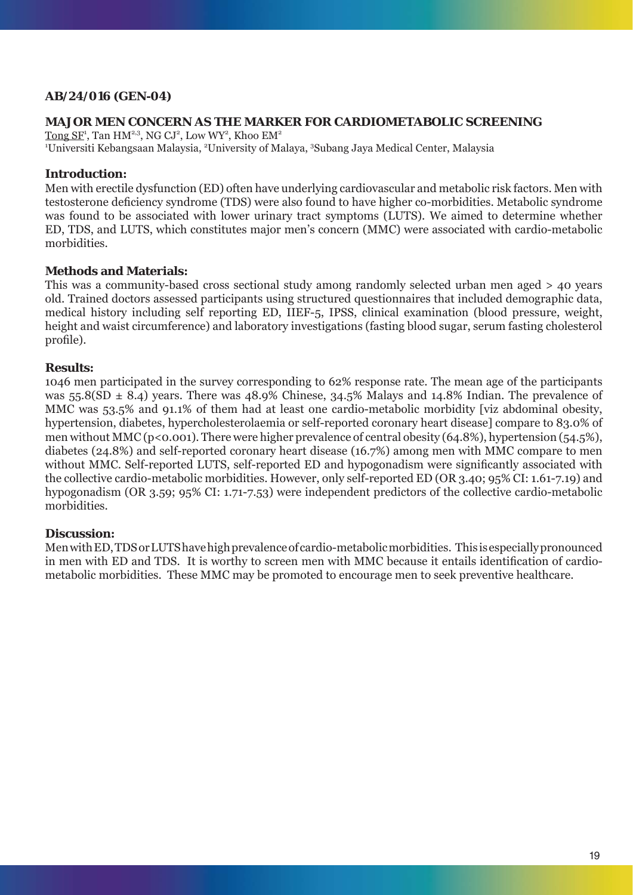**AB/24/016 (GEN-04)**

## MAJOR MEN CONCERN AS THE MARKER FOR CARDIOMETABOLIC SCREENING

Tong SF[1], Tan HM[2,3], NG CJ[2], Low WY[2], Khoo EM[2]

[1]Universiti Kebangsaan Malaysia, [2]University of Malaya, [3]Subang Jaya Medical Center, Malaysia

### Introduction:

Men with erectile dysfunction (ED) often have underlying cardiovascular and metabolic risk factors. Men with testosterone deficiency syndrome (TDS) were also found to have higher co-morbidities. Metabolic syndrome was found to be associated with lower urinary tract symptoms (LUTS). We aimed to determine whether ED, TDS, and LUTS, which constitutes major men's concern (MMC) were associated with cardio-metabolic morbidities.

### Methods and Materials:

This was a community-based cross sectional study among randomly selected urban men aged > 40 years old. Trained doctors assessed participants using structured questionnaires that included demographic data, medical history including self reporting ED, IIEF-5, IPSS, clinical examination (blood pressure, weight, height and waist circumference) and laboratory investigations (fasting blood sugar, serum fasting cholesterol profile).

### Results:

1046 men participated in the survey corresponding to 62% response rate. The mean age of the participants was 55.8(SD ± 8.4) years. There was 48.9% Chinese, 34.5% Malays and 14.8% Indian. The prevalence of MMC was 53.5% and 91.1% of them had at least one cardio-metabolic morbidity [viz abdominal obesity, hypertension, diabetes, hypercholesterolaemia or self-reported coronary heart disease] compare to 83.0% of men without MMC ($p<0.001$). There were higher prevalence of central obesity (64.8%), hypertension (54.5%), diabetes (24.8%) and self-reported coronary heart disease (16.7%) among men with MMC compare to men without MMC. Self-reported LUTS, self-reported ED and hypogonadism were significantly associated with the collective cardio-metabolic morbidities. However, only self-reported ED (OR 3.40; 95% CI: 1.61-7.19) and hypogonadism (OR 3.59; 95% CI: 1.71-7.53) were independent predictors of the collective cardio-metabolic morbidities.

### Discussion:

Men with ED, TDS or LUTS have high prevalence of cardio-metabolic morbidities. This is especially pronounced in men with ED and TDS. It is worthy to screen men with MMC because it entails identification of cardio-metabolic morbidities. These MMC may be promoted to encourage men to seek preventive healthcare.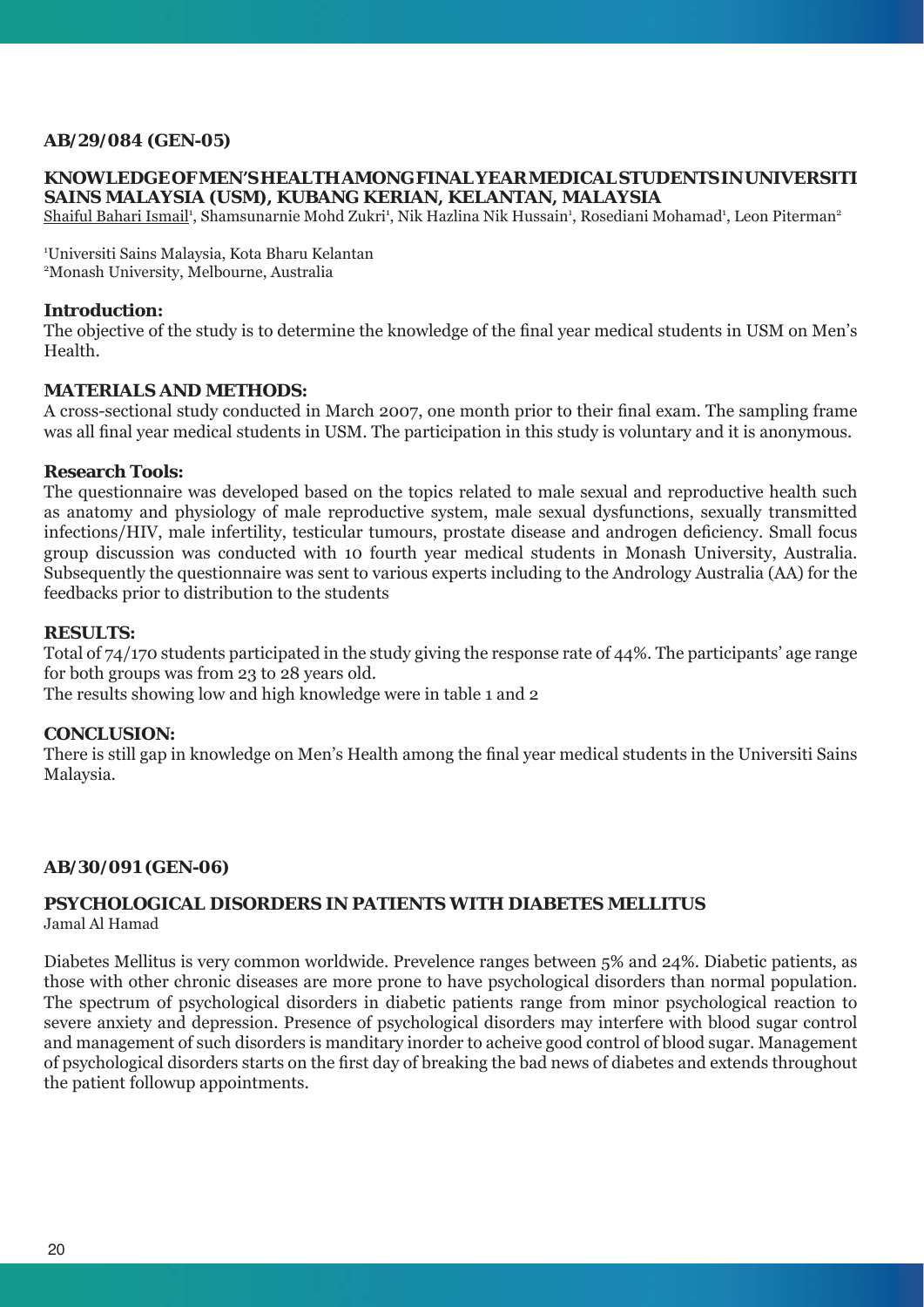### AB/29/084 (GEN-05)

### KNOWLEDGE OF MEN'S HEALTH AMONG FINAL YEAR MEDICAL STUDENTS IN UNIVERSITI SAINS MALAYSIA (USM), KUBANG KERIAN, KELANTAN, MALAYSIA

Shaiful Bahari Ismail[1], Shamsunarnie Mohd Zukri[1], Nik Hazlina Nik Hussain[1], Rosediani Mohamad[1], Leon Piterman[2]

[1]Universiti Sains Malaysia, Kota Bharu Kelantan
[2]Monash University, Melbourne, Australia

**Introduction:**

The objective of the study is to determine the knowledge of the final year medical students in USM on Men's Health.

**MATERIALS AND METHODS:**

A cross-sectional study conducted in March 2007, one month prior to their final exam. The sampling frame was all final year medical students in USM. The participation in this study is voluntary and it is anonymous.

**Research Tools:**

The questionnaire was developed based on the topics related to male sexual and reproductive health such as anatomy and physiology of male reproductive system, male sexual dysfunctions, sexually transmitted infections/HIV, male infertility, testicular tumours, prostate disease and androgen deficiency. Small focus group discussion was conducted with 10 fourth year medical students in Monash University, Australia. Subsequently the questionnaire was sent to various experts including to the Andrology Australia (AA) for the feedbacks prior to distribution to the students

**RESULTS:**

Total of 74/170 students participated in the study giving the response rate of 44%. The participants' age range for both groups was from 23 to 28 years old.
The results showing low and high knowledge were in table 1 and 2

**CONCLUSION:**

There is still gap in knowledge on Men's Health among the final year medical students in the Universiti Sains Malaysia.

### AB/30/091 (GEN-06)

### PSYCHOLOGICAL DISORDERS IN PATIENTS WITH DIABETES MELLITUS

Jamal Al Hamad

Diabetes Mellitus is very common worldwide. Prevelence ranges between 5% and 24%. Diabetic patients, as those with other chronic diseases are more prone to have psychological disorders than normal population. The spectrum of psychological disorders in diabetic patients range from minor psychological reaction to severe anxiety and depression. Presence of psychological disorders may interfere with blood sugar control and management of such disorders is manditary inorder to acheive good control of blood sugar. Management of psychological disorders starts on the first day of breaking the bad news of diabetes and extends throughout the patient followup appointments.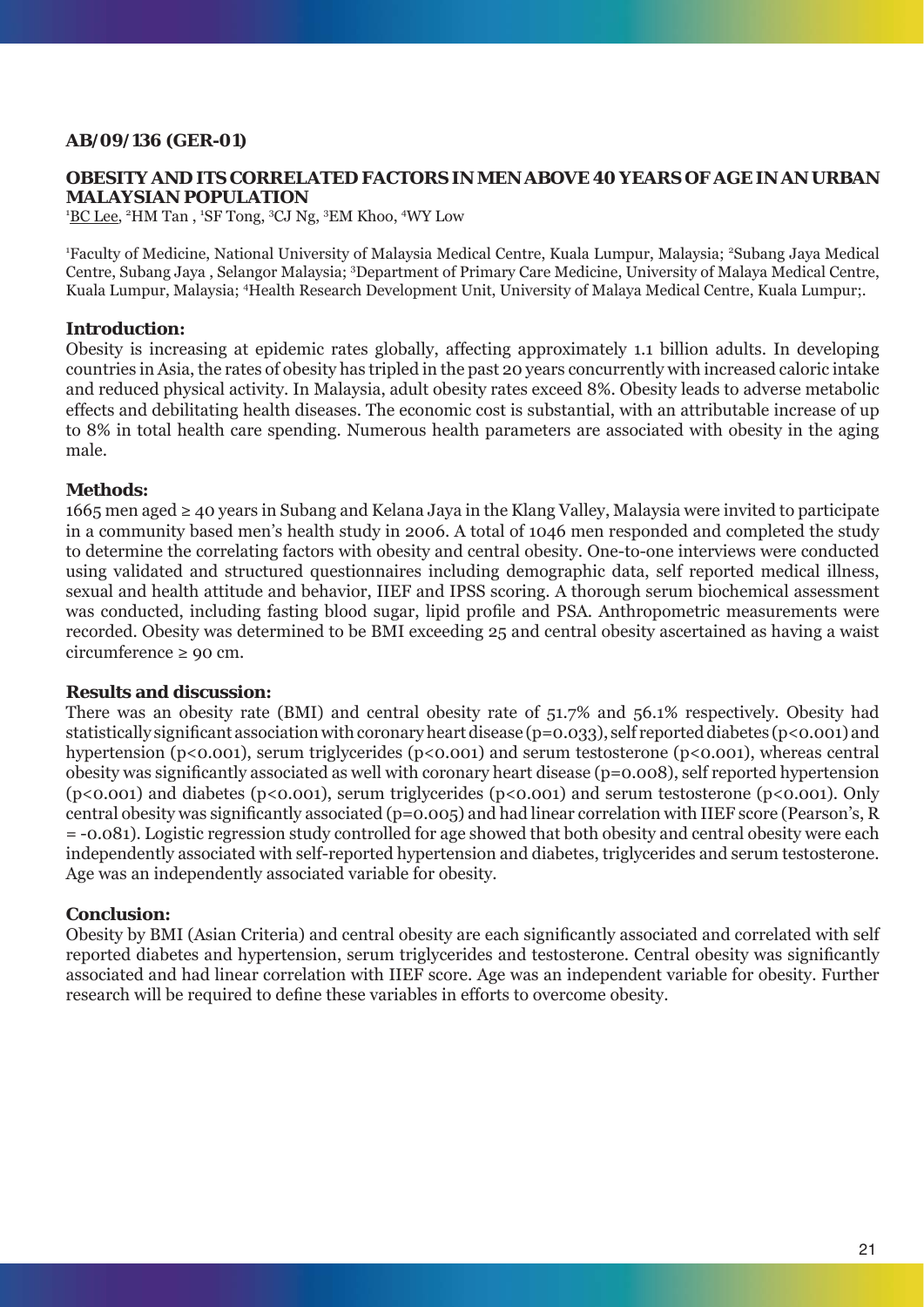**AB/09/136 (GER-01)**

## OBESITY AND ITS CORRELATED FACTORS IN MEN ABOVE 40 YEARS OF AGE IN AN URBAN MALAYSIAN POPULATION

[1]BC Lee, [2]HM Tan , [1]SF Tong, [3]CJ Ng, [3]EM Khoo, [4]WY Low

[1]Faculty of Medicine, National University of Malaysia Medical Centre, Kuala Lumpur, Malaysia; [2]Subang Jaya Medical Centre, Subang Jaya , Selangor Malaysia; [3]Department of Primary Care Medicine, University of Malaya Medical Centre, Kuala Lumpur, Malaysia; [4]Health Research Development Unit, University of Malaya Medical Centre, Kuala Lumpur;.

### Introduction:

Obesity is increasing at epidemic rates globally, affecting approximately 1.1 billion adults. In developing countries in Asia, the rates of obesity has tripled in the past 20 years concurrently with increased caloric intake and reduced physical activity. In Malaysia, adult obesity rates exceed 8%. Obesity leads to adverse metabolic effects and debilitating health diseases. The economic cost is substantial, with an attributable increase of up to 8% in total health care spending. Numerous health parameters are associated with obesity in the aging male.

### Methods:

1665 men aged ≥ 40 years in Subang and Kelana Jaya in the Klang Valley, Malaysia were invited to participate in a community based men's health study in 2006. A total of 1046 men responded and completed the study to determine the correlating factors with obesity and central obesity. One-to-one interviews were conducted using validated and structured questionnaires including demographic data, self reported medical illness, sexual and health attitude and behavior, IIEF and IPSS scoring. A thorough serum biochemical assessment was conducted, including fasting blood sugar, lipid profile and PSA. Anthropometric measurements were recorded. Obesity was determined to be BMI exceeding 25 and central obesity ascertained as having a waist circumference ≥ 90 cm.

### Results and discussion:

There was an obesity rate (BMI) and central obesity rate of 51.7% and 56.1% respectively. Obesity had statistically significant association with coronary heart disease ($p=0.033$), self reported diabetes ($p<0.001$) and hypertension ($p<0.001$), serum triglycerides ($p<0.001$) and serum testosterone ($p<0.001$), whereas central obesity was significantly associated as well with coronary heart disease ($p=0.008$), self reported hypertension ($p<0.001$) and diabetes ($p<0.001$), serum triglycerides ($p<0.001$) and serum testosterone ($p<0.001$). Only central obesity was significantly associated ($p=0.005$) and had linear correlation with IIEF score (Pearson's, $R = -0.081$). Logistic regression study controlled for age showed that both obesity and central obesity were each independently associated with self-reported hypertension and diabetes, triglycerides and serum testosterone. Age was an independently associated variable for obesity.

### Conclusion:

Obesity by BMI (Asian Criteria) and central obesity are each significantly associated and correlated with self reported diabetes and hypertension, serum triglycerides and testosterone. Central obesity was significantly associated and had linear correlation with IIEF score. Age was an independent variable for obesity. Further research will be required to define these variables in efforts to overcome obesity.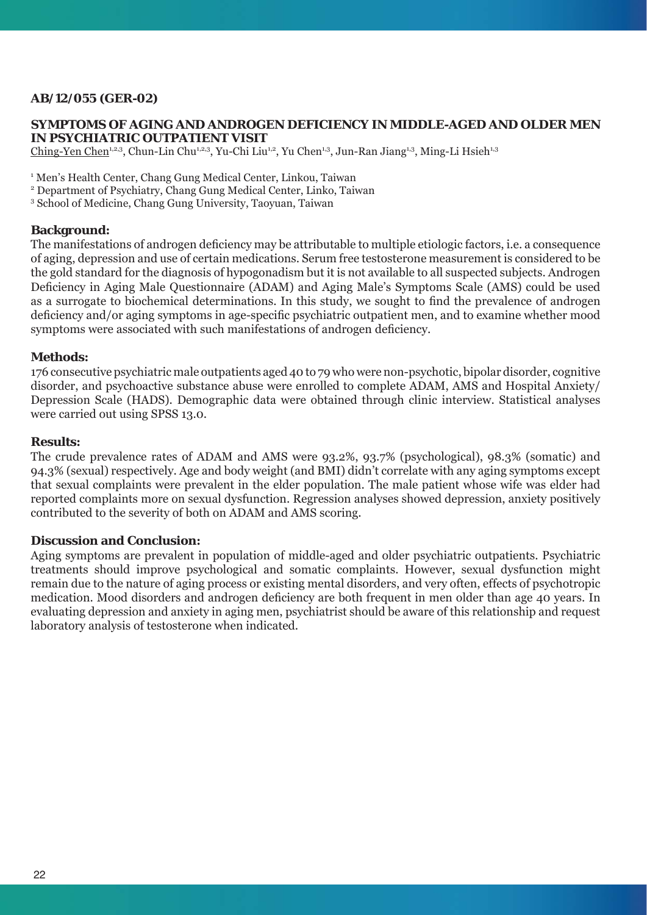**AB/12/055 (GER-02)**

## SYMPTOMS OF AGING AND ANDROGEN DEFICIENCY IN MIDDLE-AGED AND OLDER MEN IN PSYCHIATRIC OUTPATIENT VISIT

Ching-Yen Chen[1,2,3], Chun-Lin Chu[1,2,3], Yu-Chi Liu[1,2], Yu Chen[1,3], Jun-Ran Jiang[1,3], Ming-Li Hsieh[1,3]

[1] Men's Health Center, Chang Gung Medical Center, Linkou, Taiwan
[2] Department of Psychiatry, Chang Gung Medical Center, Linko, Taiwan
[3] School of Medicine, Chang Gung University, Taoyuan, Taiwan

### Background:

The manifestations of androgen deficiency may be attributable to multiple etiologic factors, i.e. a consequence of aging, depression and use of certain medications. Serum free testosterone measurement is considered to be the gold standard for the diagnosis of hypogonadism but it is not available to all suspected subjects. Androgen Deficiency in Aging Male Questionnaire (ADAM) and Aging Male's Symptoms Scale (AMS) could be used as a surrogate to biochemical determinations. In this study, we sought to find the prevalence of androgen deficiency and/or aging symptoms in age-specific psychiatric outpatient men, and to examine whether mood symptoms were associated with such manifestations of androgen deficiency.

### Methods:

176 consecutive psychiatric male outpatients aged 40 to 79 who were non-psychotic, bipolar disorder, cognitive disorder, and psychoactive substance abuse were enrolled to complete ADAM, AMS and Hospital Anxiety/ Depression Scale (HADS). Demographic data were obtained through clinic interview. Statistical analyses were carried out using SPSS 13.0.

### Results:

The crude prevalence rates of ADAM and AMS were 93.2%, 93.7% (psychological), 98.3% (somatic) and 94.3% (sexual) respectively. Age and body weight (and BMI) didn't correlate with any aging symptoms except that sexual complaints were prevalent in the elder population. The male patient whose wife was elder had reported complaints more on sexual dysfunction. Regression analyses showed depression, anxiety positively contributed to the severity of both on ADAM and AMS scoring.

### Discussion and Conclusion:

Aging symptoms are prevalent in population of middle-aged and older psychiatric outpatients. Psychiatric treatments should improve psychological and somatic complaints. However, sexual dysfunction might remain due to the nature of aging process or existing mental disorders, and very often, effects of psychotropic medication. Mood disorders and androgen deficiency are both frequent in men older than age 40 years. In evaluating depression and anxiety in aging men, psychiatrist should be aware of this relationship and request laboratory analysis of testosterone when indicated.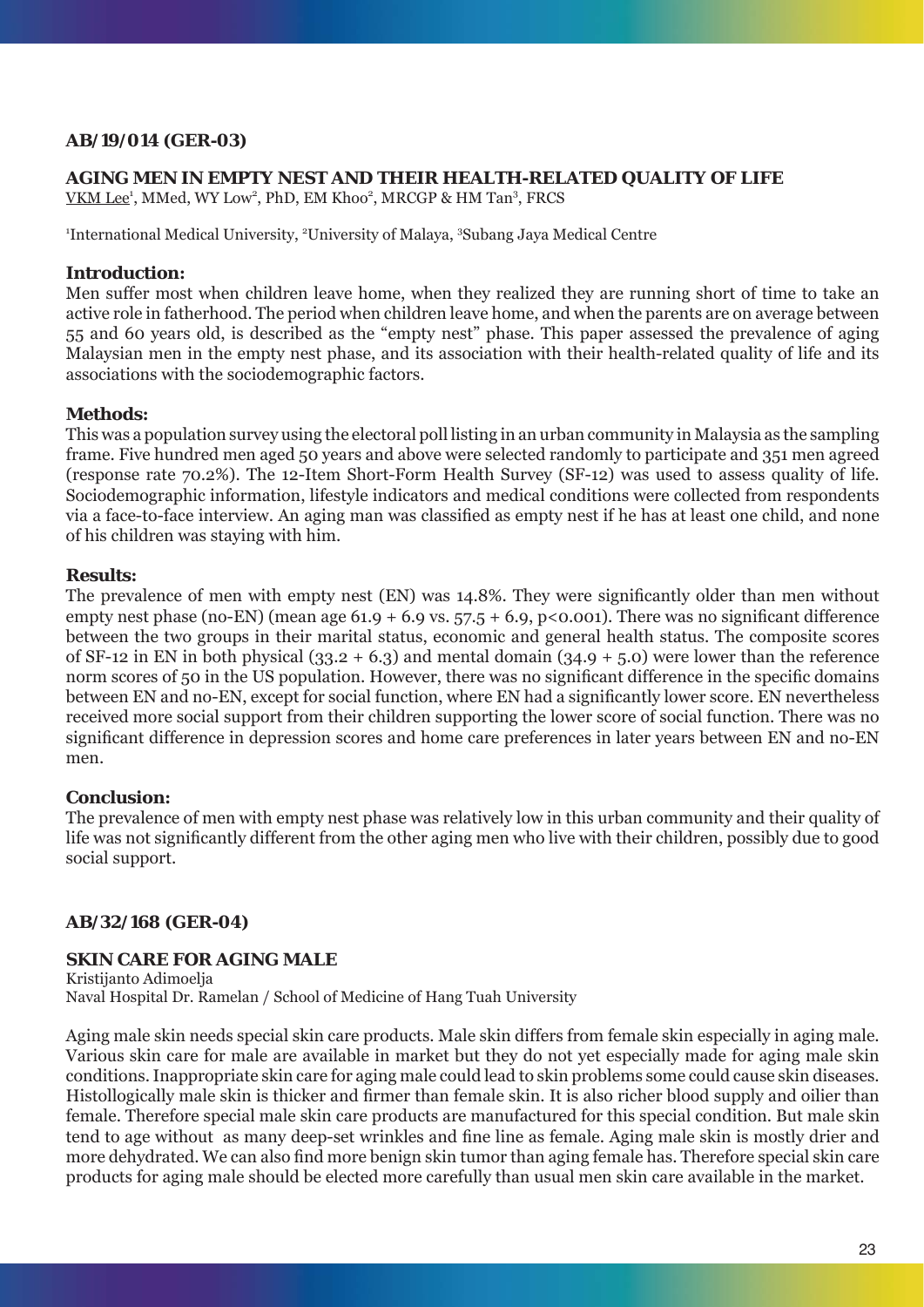**AB/19/014 (GER-03)**

## AGING MEN IN EMPTY NEST AND THEIR HEALTH-RELATED QUALITY OF LIFE

VKM Lee[1], MMed, WY Low[2], PhD, EM Khoo[2], MRCGP & HM Tan[3], FRCS

[1]International Medical University, [2]University of Malaya, [3]Subang Jaya Medical Centre

### Introduction:

Men suffer most when children leave home, when they realized they are running short of time to take an active role in fatherhood. The period when children leave home, and when the parents are on average between 55 and 60 years old, is described as the "empty nest" phase. This paper assessed the prevalence of aging Malaysian men in the empty nest phase, and its association with their health-related quality of life and its associations with the sociodemographic factors.

### Methods:

This was a population survey using the electoral poll listing in an urban community in Malaysia as the sampling frame. Five hundred men aged 50 years and above were selected randomly to participate and 351 men agreed (response rate 70.2%). The 12-Item Short-Form Health Survey (SF-12) was used to assess quality of life. Sociodemographic information, lifestyle indicators and medical conditions were collected from respondents via a face-to-face interview. An aging man was classified as empty nest if he has at least one child, and none of his children was staying with him.

### Results:

The prevalence of men with empty nest (EN) was 14.8%. They were significantly older than men without empty nest phase (no-EN) (mean age 61.9 + 6.9 vs. 57.5 + 6.9, $p<0.001$). There was no significant difference between the two groups in their marital status, economic and general health status. The composite scores of SF-12 in EN in both physical (33.2 + 6.3) and mental domain (34.9 + 5.0) were lower than the reference norm scores of 50 in the US population. However, there was no significant difference in the specific domains between EN and no-EN, except for social function, where EN had a significantly lower score. EN nevertheless received more social support from their children supporting the lower score of social function. There was no significant difference in depression scores and home care preferences in later years between EN and no-EN men.

### Conclusion:

The prevalence of men with empty nest phase was relatively low in this urban community and their quality of life was not significantly different from the other aging men who live with their children, possibly due to good social support.

**AB/32/168 (GER-04)**

## SKIN CARE FOR AGING MALE

Kristijanto Adimoelja
Naval Hospital Dr. Ramelan / School of Medicine of Hang Tuah University

Aging male skin needs special skin care products. Male skin differs from female skin especially in aging male. Various skin care for male are available in market but they do not yet especially made for aging male skin conditions. Inappropriate skin care for aging male could lead to skin problems some could cause skin diseases. Histollogically male skin is thicker and firmer than female skin. It is also richer blood supply and oilier than female. Therefore special male skin care products are manufactured for this special condition. But male skin tend to age without as many deep-set wrinkles and fine line as female. Aging male skin is mostly drier and more dehydrated. We can also find more benign skin tumor than aging female has. Therefore special skin care products for aging male should be elected more carefully than usual men skin care available in the market.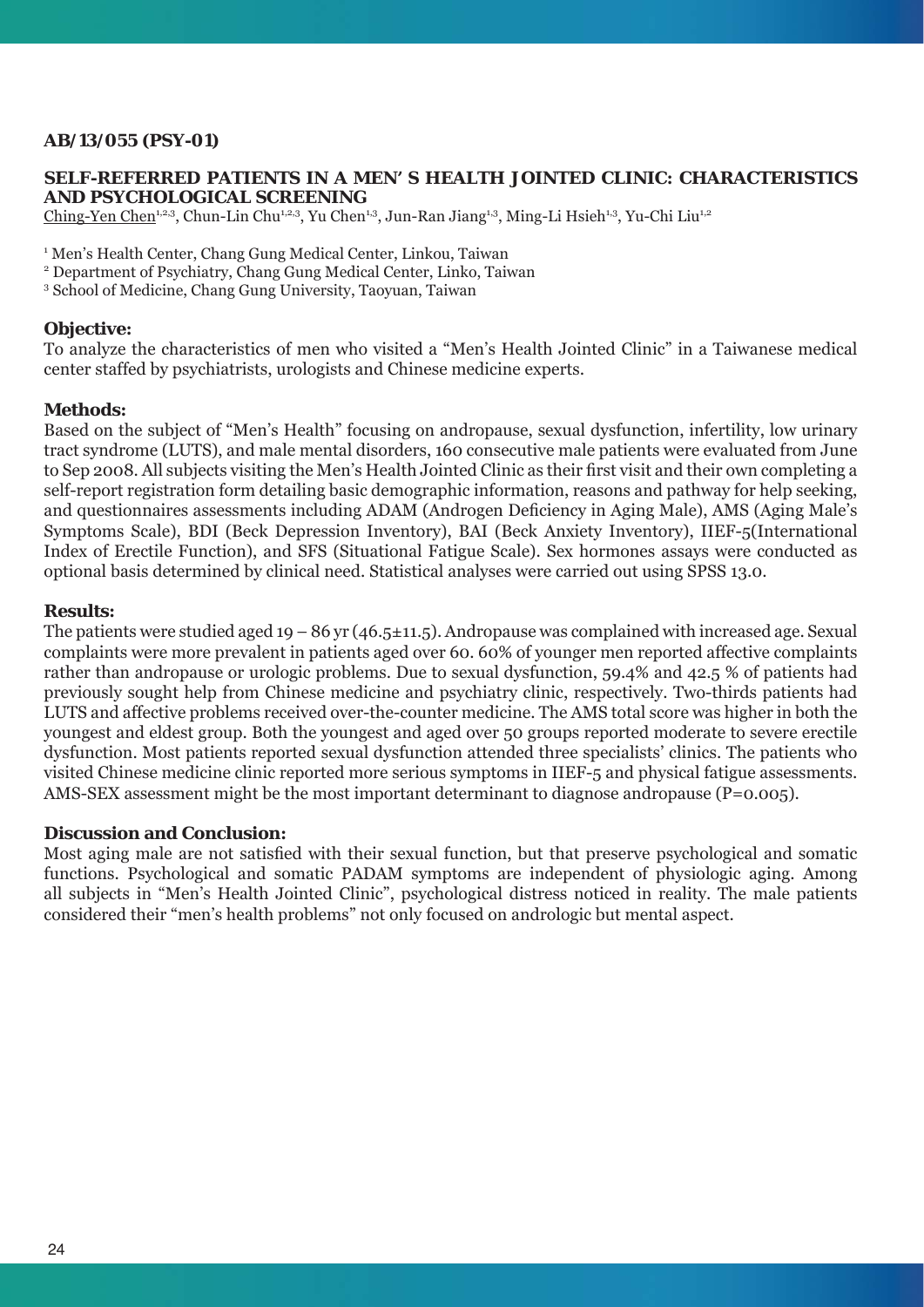**AB/13/055 (PSY-01)**

## SELF-REFERRED PATIENTS IN A MEN' S HEALTH JOINTED CLINIC: CHARACTERISTICS AND PSYCHOLOGICAL SCREENING

Ching-Yen Chen[1,2,3], Chun-Lin Chu[1,2,3], Yu Chen[1,3], Jun-Ran Jiang[1,3], Ming-Li Hsieh[1,3], Yu-Chi Liu[1,2]

[1] Men's Health Center, Chang Gung Medical Center, Linkou, Taiwan
[2] Department of Psychiatry, Chang Gung Medical Center, Linko, Taiwan
[3] School of Medicine, Chang Gung University, Taoyuan, Taiwan

### Objective:

To analyze the characteristics of men who visited a "Men's Health Jointed Clinic" in a Taiwanese medical center staffed by psychiatrists, urologists and Chinese medicine experts.

### Methods:

Based on the subject of "Men's Health" focusing on andropause, sexual dysfunction, infertility, low urinary tract syndrome (LUTS), and male mental disorders, 160 consecutive male patients were evaluated from June to Sep 2008. All subjects visiting the Men's Health Jointed Clinic as their first visit and their own completing a self-report registration form detailing basic demographic information, reasons and pathway for help seeking, and questionnaires assessments including ADAM (Androgen Deficiency in Aging Male), AMS (Aging Male's Symptoms Scale), BDI (Beck Depression Inventory), BAI (Beck Anxiety Inventory), IIEF-5(International Index of Erectile Function), and SFS (Situational Fatigue Scale). Sex hormones assays were conducted as optional basis determined by clinical need. Statistical analyses were carried out using SPSS 13.0.

### Results:

The patients were studied aged 19 – 86 yr (46.5±11.5). Andropause was complained with increased age. Sexual complaints were more prevalent in patients aged over 60. 60% of younger men reported affective complaints rather than andropause or urologic problems. Due to sexual dysfunction, 59.4% and 42.5 % of patients had previously sought help from Chinese medicine and psychiatry clinic, respectively. Two-thirds patients had LUTS and affective problems received over-the-counter medicine. The AMS total score was higher in both the youngest and eldest group. Both the youngest and aged over 50 groups reported moderate to severe erectile dysfunction. Most patients reported sexual dysfunction attended three specialists' clinics. The patients who visited Chinese medicine clinic reported more serious symptoms in IIEF-5 and physical fatigue assessments. AMS-SEX assessment might be the most important determinant to diagnose andropause (P=0.005).

### Discussion and Conclusion:

Most aging male are not satisfied with their sexual function, but that preserve psychological and somatic functions. Psychological and somatic PADAM symptoms are independent of physiologic aging. Among all subjects in "Men's Health Jointed Clinic", psychological distress noticed in reality. The male patients considered their "men's health problems" not only focused on andrologic but mental aspect.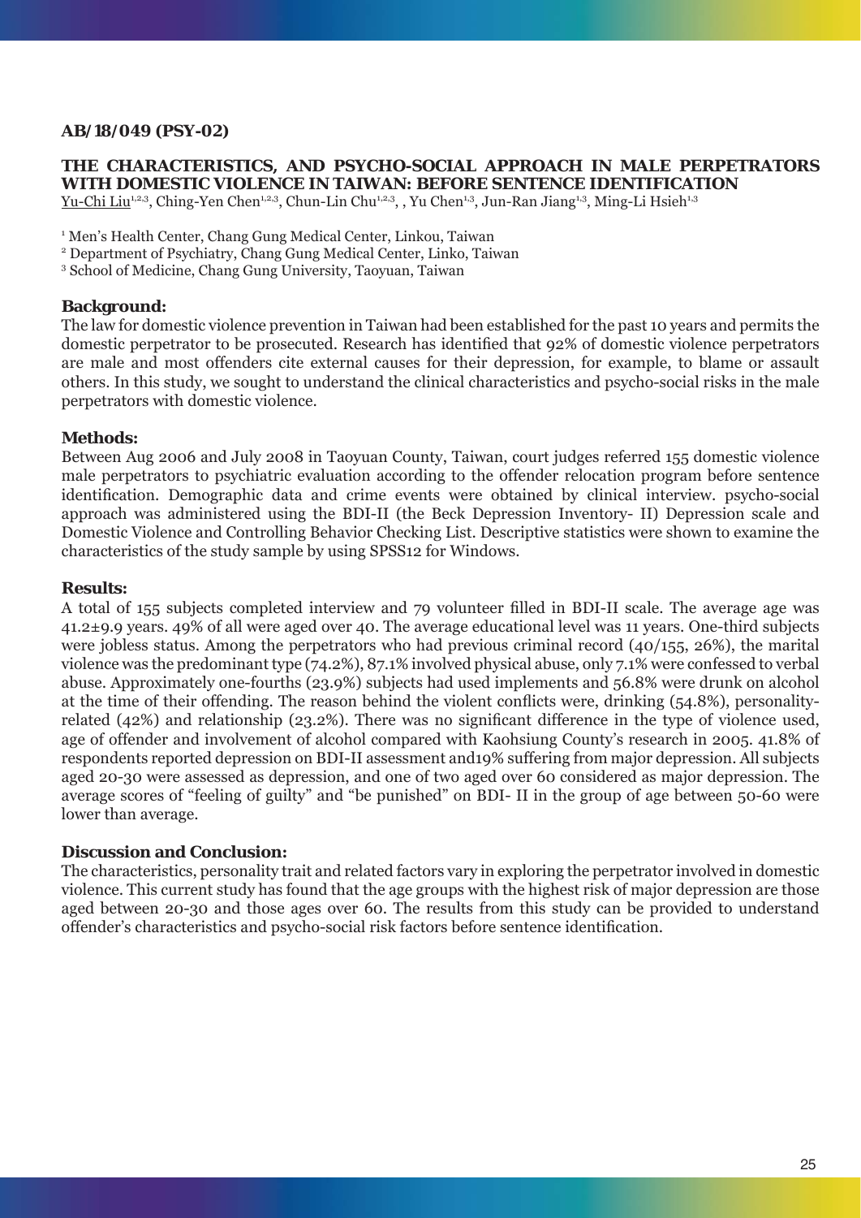**AB/18/049 (PSY-02)**

## THE CHARACTERISTICS, AND PSYCHO-SOCIAL APPROACH IN MALE PERPETRATORS WITH DOMESTIC VIOLENCE IN TAIWAN: BEFORE SENTENCE IDENTIFICATION

Yu-Chi Liu[1,2,3], Ching-Yen Chen[1,2,3], Chun-Lin Chu[1,2,3], , Yu Chen[1,3], Jun-Ran Jiang[1,3], Ming-Li Hsieh[1,3]

[1] Men's Health Center, Chang Gung Medical Center, Linkou, Taiwan
[2] Department of Psychiatry, Chang Gung Medical Center, Linko, Taiwan
[3] School of Medicine, Chang Gung University, Taoyuan, Taiwan

### Background:

The law for domestic violence prevention in Taiwan had been established for the past 10 years and permits the domestic perpetrator to be prosecuted. Research has identified that 92% of domestic violence perpetrators are male and most offenders cite external causes for their depression, for example, to blame or assault others. In this study, we sought to understand the clinical characteristics and psycho-social risks in the male perpetrators with domestic violence.

### Methods:

Between Aug 2006 and July 2008 in Taoyuan County, Taiwan, court judges referred 155 domestic violence male perpetrators to psychiatric evaluation according to the offender relocation program before sentence identification. Demographic data and crime events were obtained by clinical interview. psycho-social approach was administered using the BDI-II (the Beck Depression Inventory- II) Depression scale and Domestic Violence and Controlling Behavior Checking List. Descriptive statistics were shown to examine the characteristics of the study sample by using SPSS12 for Windows.

### Results:

A total of 155 subjects completed interview and 79 volunteer filled in BDI-II scale. The average age was 41.2±9.9 years. 49% of all were aged over 40. The average educational level was 11 years. One-third subjects were jobless status. Among the perpetrators who had previous criminal record (40/155, 26%), the marital violence was the predominant type (74.2%), 87.1% involved physical abuse, only 7.1% were confessed to verbal abuse. Approximately one-fourths (23.9%) subjects had used implements and 56.8% were drunk on alcohol at the time of their offending. The reason behind the violent conflicts were, drinking (54.8%), personality-related (42%) and relationship (23.2%). There was no significant difference in the type of violence used, age of offender and involvement of alcohol compared with Kaohsiung County's research in 2005. 41.8% of respondents reported depression on BDI-II assessment and19% suffering from major depression. All subjects aged 20-30 were assessed as depression, and one of two aged over 60 considered as major depression. The average scores of "feeling of guilty" and "be punished" on BDI- II in the group of age between 50-60 were lower than average.

### Discussion and Conclusion:

The characteristics, personality trait and related factors vary in exploring the perpetrator involved in domestic violence. This current study has found that the age groups with the highest risk of major depression are those aged between 20-30 and those ages over 60. The results from this study can be provided to understand offender's characteristics and psycho-social risk factors before sentence identification.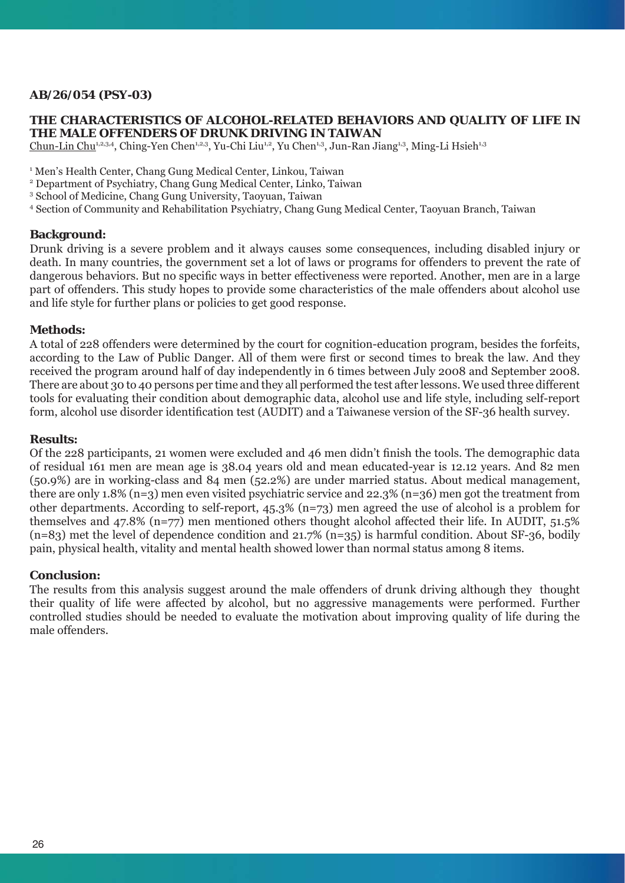**AB/26/054 (PSY-03)**

## THE CHARACTERISTICS OF ALCOHOL-RELATED BEHAVIORS AND QUALITY OF LIFE IN THE MALE OFFENDERS OF DRUNK DRIVING IN TAIWAN

Chun-Lin Chu[1,2,3,4], Ching-Yen Chen[1,2,3], Yu-Chi Liu[1,2], Yu Chen[1,3], Jun-Ran Jiang[1,3], Ming-Li Hsieh[1,3]

[1] Men's Health Center, Chang Gung Medical Center, Linkou, Taiwan
[2] Department of Psychiatry, Chang Gung Medical Center, Linko, Taiwan
[3] School of Medicine, Chang Gung University, Taoyuan, Taiwan
[4] Section of Community and Rehabilitation Psychiatry, Chang Gung Medical Center, Taoyuan Branch, Taiwan

**Background:**
Drunk driving is a severe problem and it always causes some consequences, including disabled injury or death. In many countries, the government set a lot of laws or programs for offenders to prevent the rate of dangerous behaviors. But no specific ways in better effectiveness were reported. Another, men are in a large part of offenders. This study hopes to provide some characteristics of the male offenders about alcohol use and life style for further plans or policies to get good response.

**Methods:**
A total of 228 offenders were determined by the court for cognition-education program, besides the forfeits, according to the Law of Public Danger. All of them were first or second times to break the law. And they received the program around half of day independently in 6 times between July 2008 and September 2008. There are about 30 to 40 persons per time and they all performed the test after lessons. We used three different tools for evaluating their condition about demographic data, alcohol use and life style, including self-report form, alcohol use disorder identification test (AUDIT) and a Taiwanese version of the SF-36 health survey.

**Results:**
Of the 228 participants, 21 women were excluded and 46 men didn't finish the tools. The demographic data of residual 161 men are mean age is 38.04 years old and mean educated-year is 12.12 years. And 82 men (50.9%) are in working-class and 84 men (52.2%) are under married status. About medical management, there are only 1.8% (n=3) men even visited psychiatric service and 22.3% (n=36) men got the treatment from other departments. According to self-report, 45.3% (n=73) men agreed the use of alcohol is a problem for themselves and 47.8% (n=77) men mentioned others thought alcohol affected their life. In AUDIT, 51.5% (n=83) met the level of dependence condition and 21.7% (n=35) is harmful condition. About SF-36, bodily pain, physical health, vitality and mental health showed lower than normal status among 8 items.

**Conclusion:**
The results from this analysis suggest around the male offenders of drunk driving although they thought their quality of life were affected by alcohol, but no aggressive managements were performed. Further controlled studies should be needed to evaluate the motivation about improving quality of life during the male offenders.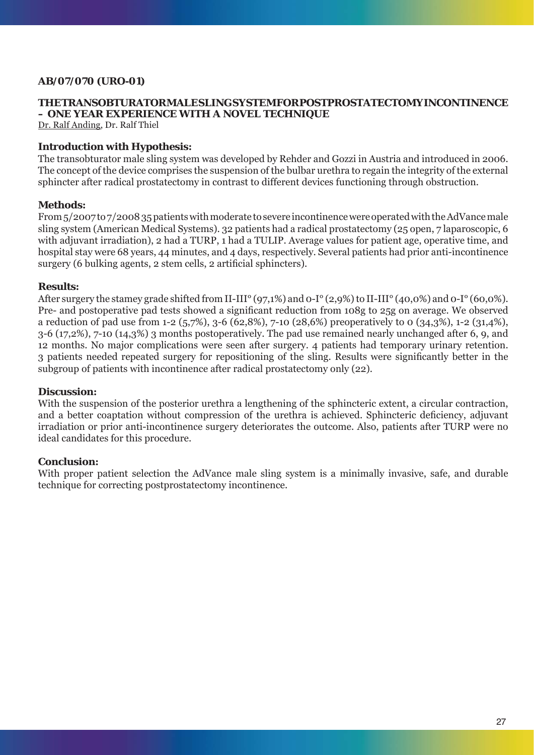**AB/07/070 (URO-01)**

## THE TRANSOBTURATOR MALE SLING SYSTEM FOR POSTPROSTATECTOMY INCONTINENCE – ONE YEAR EXPERIENCE WITH A NOVEL TECHNIQUE

Dr. Ralf Anding, Dr. Ralf Thiel

### Introduction with Hypothesis:

The transobturator male sling system was developed by Rehder and Gozzi in Austria and introduced in 2006. The concept of the device comprises the suspension of the bulbar urethra to regain the integrity of the external sphincter after radical prostatectomy in contrast to different devices functioning through obstruction.

### Methods:

From 5/2007 to 7/2008 35 patients with moderate to severe incontinence were operated with the AdVance male sling system (American Medical Systems). 32 patients had a radical prostatectomy (25 open, 7 laparoscopic, 6 with adjuvant irradiation), 2 had a TURP, 1 had a TULIP. Average values for patient age, operative time, and hospital stay were 68 years, 44 minutes, and 4 days, respectively. Several patients had prior anti-incontinence surgery (6 bulking agents, 2 stem cells, 2 artificial sphincters).

### Results:

After surgery the stamey grade shifted from II-III° (97,1%) and 0-I° (2,9%) to II-III° (40,0%) and 0-I° (60,0%). Pre- and postoperative pad tests showed a significant reduction from 108g to 25g on average. We observed a reduction of pad use from 1-2 (5,7%), 3-6 (62,8%), 7-10 (28,6%) preoperatively to 0 (34,3%), 1-2 (31,4%), 3-6 (17,2%), 7-10 (14,3%) 3 months postoperatively. The pad use remained nearly unchanged after 6, 9, and 12 months. No major complications were seen after surgery. 4 patients had temporary urinary retention. 3 patients needed repeated surgery for repositioning of the sling. Results were significantly better in the subgroup of patients with incontinence after radical prostatectomy only (22).

### Discussion:

With the suspension of the posterior urethra a lengthening of the sphincteric extent, a circular contraction, and a better coaptation without compression of the urethra is achieved. Sphincteric deficiency, adjuvant irradiation or prior anti-incontinence surgery deteriorates the outcome. Also, patients after TURP were no ideal candidates for this procedure.

### Conclusion:

With proper patient selection the AdVance male sling system is a minimally invasive, safe, and durable technique for correcting postprostatectomy incontinence.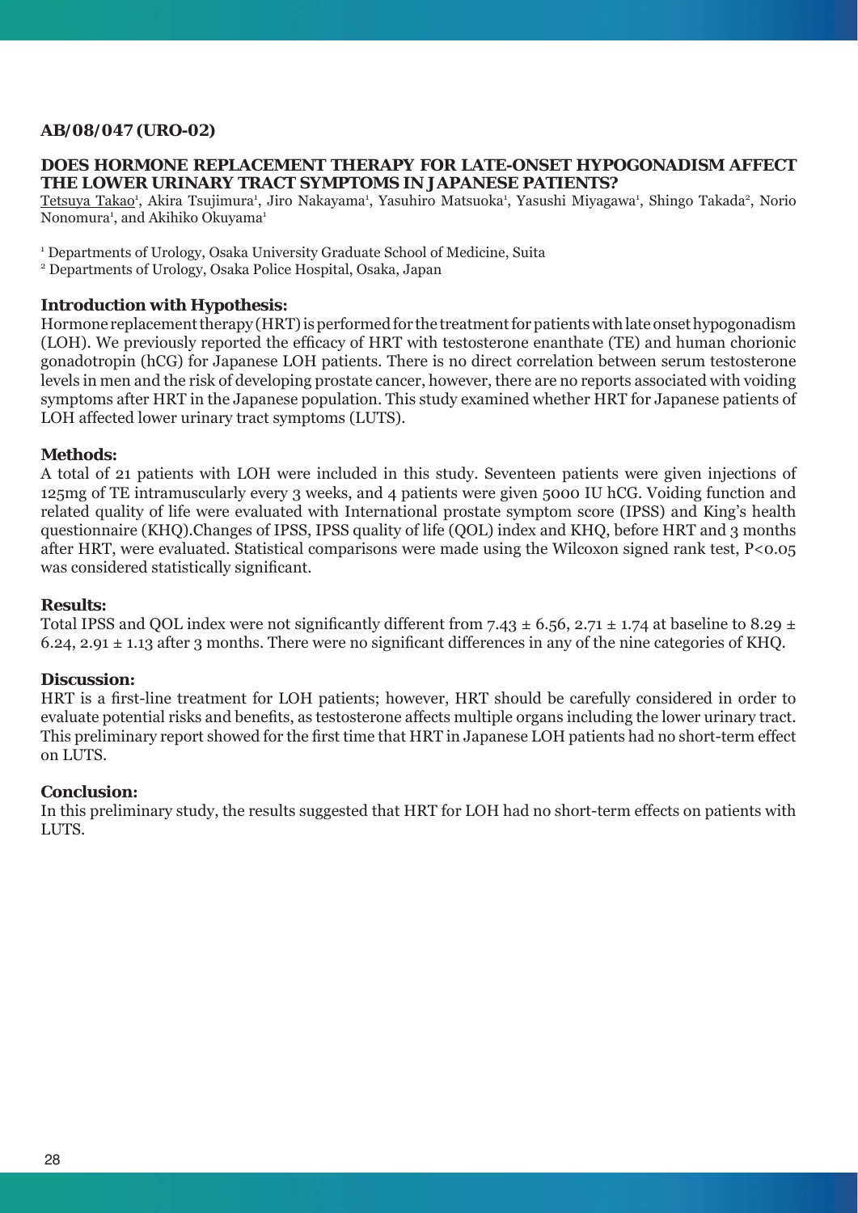**AB/08/047 (URO-02)**

## DOES HORMONE REPLACEMENT THERAPY FOR LATE-ONSET HYPOGONADISM AFFECT THE LOWER URINARY TRACT SYMPTOMS IN JAPANESE PATIENTS?

Tetsuya Takao[1], Akira Tsujimura[1], Jiro Nakayama[1], Yasuhiro Matsuoka[1], Yasushi Miyagawa[1], Shingo Takada[2], Norio Nonomura[1], and Akihiko Okuyama[1]

[1] Departments of Urology, Osaka University Graduate School of Medicine, Suita
[2] Departments of Urology, Osaka Police Hospital, Osaka, Japan

### Introduction with Hypothesis:

Hormone replacement therapy (HRT) is performed for the treatment for patients with late onset hypogonadism (LOH). We previously reported the efficacy of HRT with testosterone enanthate (TE) and human chorionic gonadotropin (hCG) for Japanese LOH patients. There is no direct correlation between serum testosterone levels in men and the risk of developing prostate cancer, however, there are no reports associated with voiding symptoms after HRT in the Japanese population. This study examined whether HRT for Japanese patients of LOH affected lower urinary tract symptoms (LUTS).

### Methods:

A total of 21 patients with LOH were included in this study. Seventeen patients were given injections of 125mg of TE intramuscularly every 3 weeks, and 4 patients were given 5000 IU hCG. Voiding function and related quality of life were evaluated with International prostate symptom score (IPSS) and King's health questionnaire (KHQ).Changes of IPSS, IPSS quality of life (QOL) index and KHQ, before HRT and 3 months after HRT, were evaluated. Statistical comparisons were made using the Wilcoxon signed rank test, $P<0.05$ was considered statistically significant.

### Results:

Total IPSS and QOL index were not significantly different from $7.43 \pm 6.56$, $2.71 \pm 1.74$ at baseline to $8.29 \pm 6.24$, $2.91 \pm 1.13$ after 3 months. There were no significant differences in any of the nine categories of KHQ.

### Discussion:

HRT is a first-line treatment for LOH patients; however, HRT should be carefully considered in order to evaluate potential risks and benefits, as testosterone affects multiple organs including the lower urinary tract. This preliminary report showed for the first time that HRT in Japanese LOH patients had no short-term effect on LUTS.

### Conclusion:

In this preliminary study, the results suggested that HRT for LOH had no short-term effects on patients with LUTS.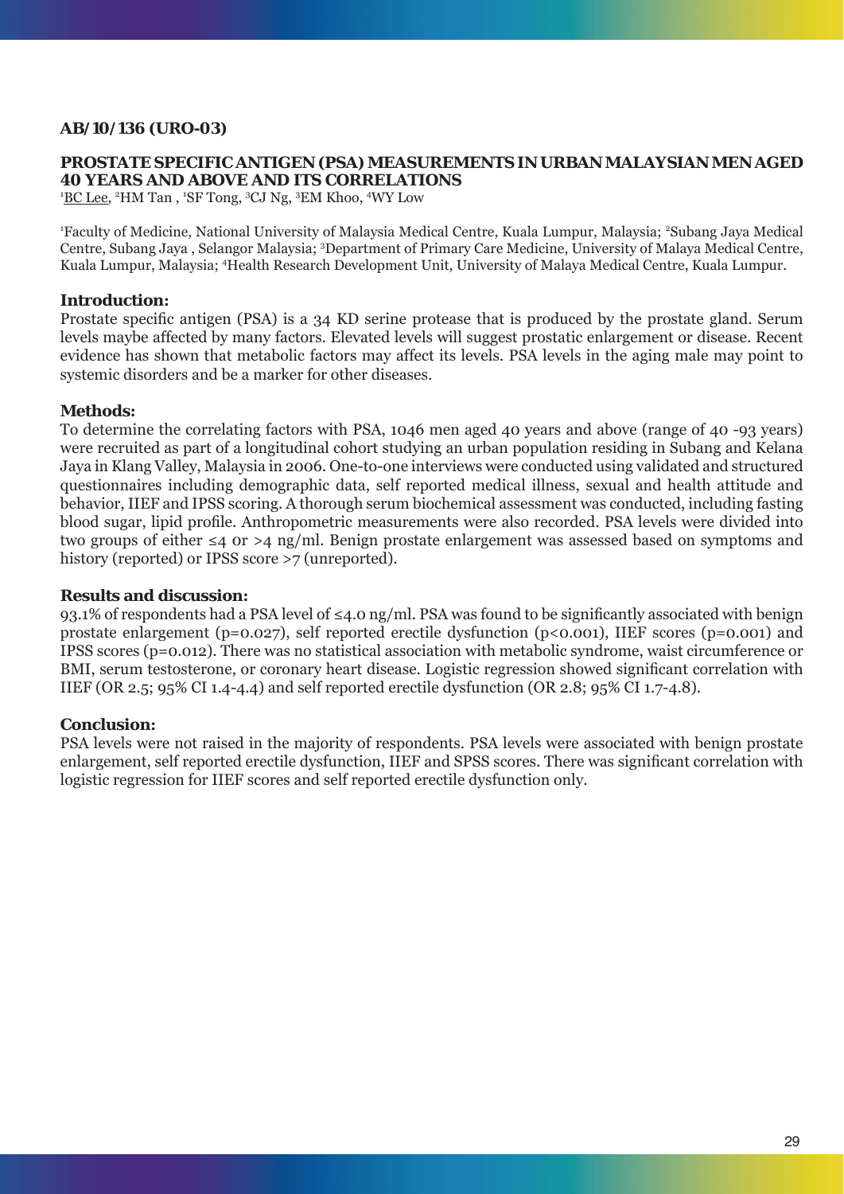**AB/10/136 (URO-03)**

## PROSTATE SPECIFIC ANTIGEN (PSA) MEASUREMENTS IN URBAN MALAYSIAN MEN AGED 40 YEARS AND ABOVE AND ITS CORRELATIONS

[1]BC Lee, [2]HM Tan , [1]SF Tong, [3]CJ Ng, [3]EM Khoo, [4]WY Low

[1]Faculty of Medicine, National University of Malaysia Medical Centre, Kuala Lumpur, Malaysia; [2]Subang Jaya Medical Centre, Subang Jaya , Selangor Malaysia; [3]Department of Primary Care Medicine, University of Malaya Medical Centre, Kuala Lumpur, Malaysia; [4]Health Research Development Unit, University of Malaya Medical Centre, Kuala Lumpur.

### Introduction:

Prostate specific antigen (PSA) is a 34 KD serine protease that is produced by the prostate gland. Serum levels maybe affected by many factors. Elevated levels will suggest prostatic enlargement or disease. Recent evidence has shown that metabolic factors may affect its levels. PSA levels in the aging male may point to systemic disorders and be a marker for other diseases.

### Methods:

To determine the correlating factors with PSA, 1046 men aged 40 years and above (range of 40 -93 years) were recruited as part of a longitudinal cohort studying an urban population residing in Subang and Kelana Jaya in Klang Valley, Malaysia in 2006. One-to-one interviews were conducted using validated and structured questionnaires including demographic data, self reported medical illness, sexual and health attitude and behavior, IIEF and IPSS scoring. A thorough serum biochemical assessment was conducted, including fasting blood sugar, lipid profile. Anthropometric measurements were also recorded. PSA levels were divided into two groups of either ≤4 or >4 ng/ml. Benign prostate enlargement was assessed based on symptoms and history (reported) or IPSS score >7 (unreported).

### Results and discussion:

93.1% of respondents had a PSA level of ≤4.0 ng/ml. PSA was found to be significantly associated with benign prostate enlargement ($p=0.027$), self reported erectile dysfunction ($p<0.001$), IIEF scores ($p=0.001$) and IPSS scores ($p=0.012$). There was no statistical association with metabolic syndrome, waist circumference or BMI, serum testosterone, or coronary heart disease. Logistic regression showed significant correlation with IIEF (OR 2.5; 95% CI 1.4-4.4) and self reported erectile dysfunction (OR 2.8; 95% CI 1.7-4.8).

### Conclusion:

PSA levels were not raised in the majority of respondents. PSA levels were associated with benign prostate enlargement, self reported erectile dysfunction, IIEF and SPSS scores. There was significant correlation with logistic regression for IIEF scores and self reported erectile dysfunction only.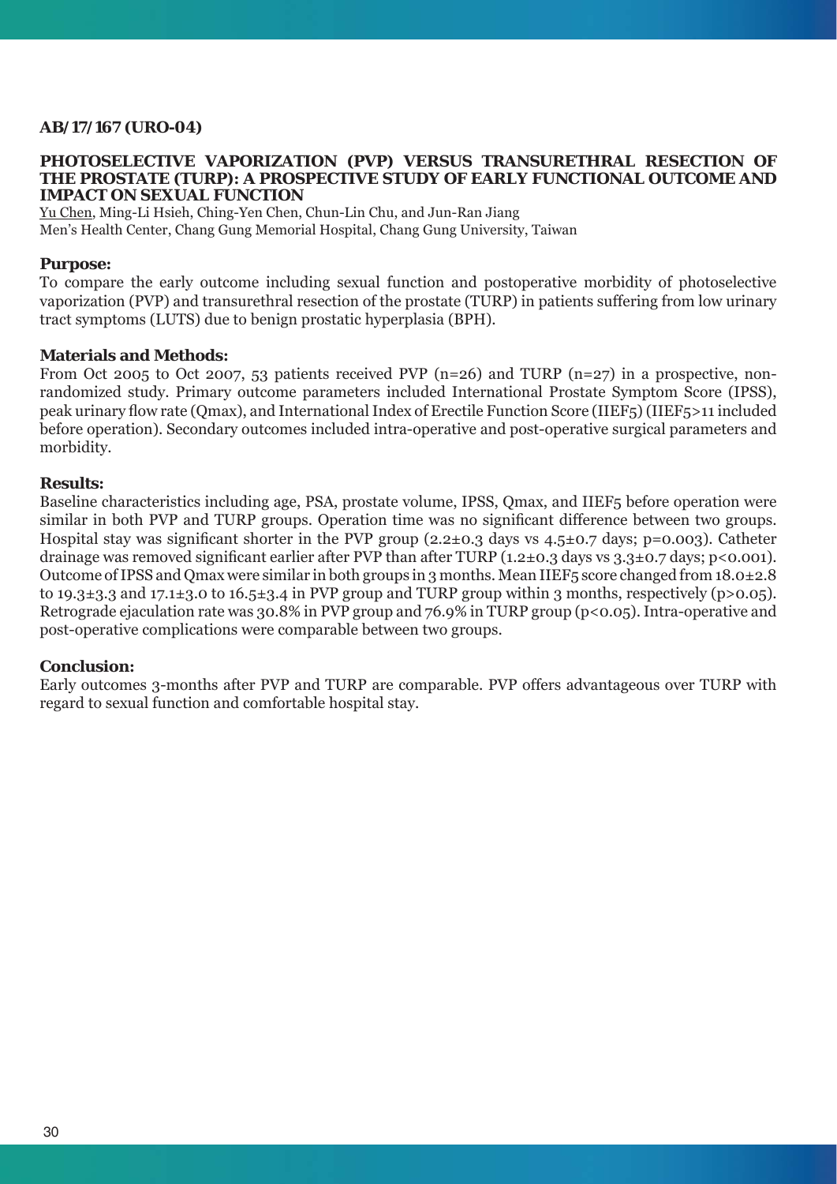**AB/17/167 (URO-04)**

## PHOTOSELECTIVE VAPORIZATION (PVP) VERSUS TRANSURETHRAL RESECTION OF THE PROSTATE (TURP): A PROSPECTIVE STUDY OF EARLY FUNCTIONAL OUTCOME AND IMPACT ON SEXUAL FUNCTION

Yu Chen, Ming-Li Hsieh, Ching-Yen Chen, Chun-Lin Chu, and Jun-Ran Jiang
Men's Health Center, Chang Gung Memorial Hospital, Chang Gung University, Taiwan

### Purpose:

To compare the early outcome including sexual function and postoperative morbidity of photoselective vaporization (PVP) and transurethral resection of the prostate (TURP) in patients suffering from low urinary tract symptoms (LUTS) due to benign prostatic hyperplasia (BPH).

### Materials and Methods:

From Oct 2005 to Oct 2007, 53 patients received PVP (n=26) and TURP (n=27) in a prospective, non-randomized study. Primary outcome parameters included International Prostate Symptom Score (IPSS), peak urinary flow rate (Qmax), and International Index of Erectile Function Score (IIEF5) (IIEF5>11 included before operation). Secondary outcomes included intra-operative and post-operative surgical parameters and morbidity.

### Results:

Baseline characteristics including age, PSA, prostate volume, IPSS, Qmax, and IIEF5 before operation were similar in both PVP and TURP groups. Operation time was no significant difference between two groups. Hospital stay was significant shorter in the PVP group (2.2±0.3 days vs 4.5±0.7 days; $p=0.003$). Catheter drainage was removed significant earlier after PVP than after TURP (1.2±0.3 days vs 3.3±0.7 days; $p<0.001$). Outcome of IPSS and Qmax were similar in both groups in 3 months. Mean IIEF5 score changed from 18.0±2.8 to 19.3±3.3 and 17.1±3.0 to 16.5±3.4 in PVP group and TURP group within 3 months, respectively ($p>0.05$). Retrograde ejaculation rate was 30.8% in PVP group and 76.9% in TURP group ($p<0.05$). Intra-operative and post-operative complications were comparable between two groups.

### Conclusion:

Early outcomes 3-months after PVP and TURP are comparable. PVP offers advantageous over TURP with regard to sexual function and comfortable hospital stay.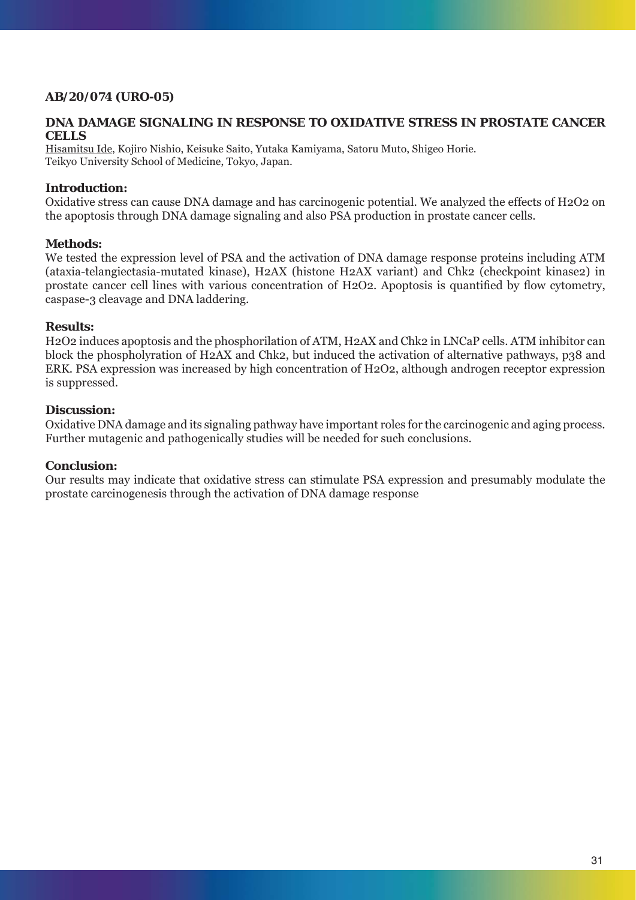**AB/20/074 (URO-05)**

## DNA DAMAGE SIGNALING IN RESPONSE TO OXIDATIVE STRESS IN PROSTATE CANCER CELLS

Hisamitsu Ide, Kojiro Nishio, Keisuke Saito, Yutaka Kamiyama, Satoru Muto, Shigeo Horie.
Teikyo University School of Medicine, Tokyo, Japan.

### Introduction:

Oxidative stress can cause DNA damage and has carcinogenic potential. We analyzed the effects of $H_2O_2$ on the apoptosis through DNA damage signaling and also PSA production in prostate cancer cells.

### Methods:

We tested the expression level of PSA and the activation of DNA damage response proteins including ATM (ataxia-telangiectasia-mutated kinase), H2AX (histone H2AX variant) and Chk2 (checkpoint kinase2) in prostate cancer cell lines with various concentration of $H_2O_2$. Apoptosis is quantified by flow cytometry, caspase-3 cleavage and DNA laddering.

### Results:

$H_2O_2$ induces apoptosis and the phosphorilation of ATM, H2AX and Chk2 in LNCaP cells. ATM inhibitor can block the phospholyration of H2AX and Chk2, but induced the activation of alternative pathways, p38 and ERK. PSA expression was increased by high concentration of $H_2O_2$, although androgen receptor expression is suppressed.

### Discussion:

Oxidative DNA damage and its signaling pathway have important roles for the carcinogenic and aging process. Further mutagenic and pathogenically studies will be needed for such conclusions.

### Conclusion:

Our results may indicate that oxidative stress can stimulate PSA expression and presumably modulate the prostate carcinogenesis through the activation of DNA damage response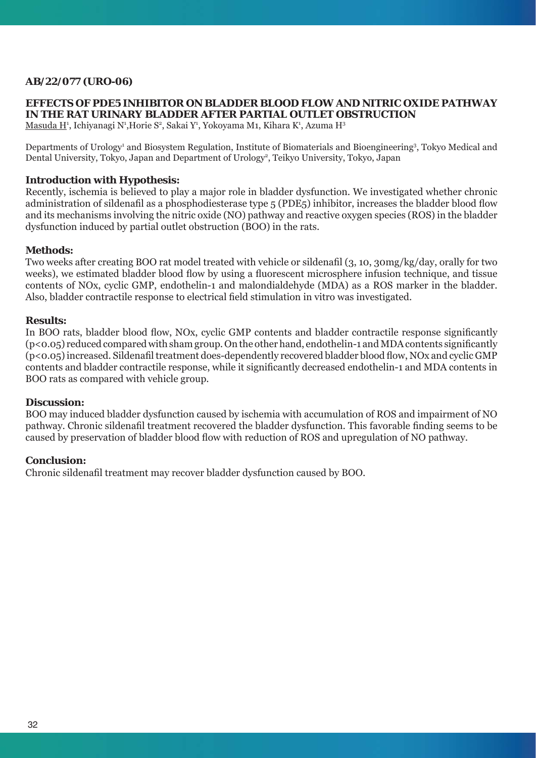**AB/22/077 (URO-06)**

## EFFECTS OF PDE5 INHIBITOR ON BLADDER BLOOD FLOW AND NITRIC OXIDE PATHWAY IN THE RAT URINARY BLADDER AFTER PARTIAL OUTLET OBSTRUCTION

Masuda H[1], Ichiyanagi N[1],Horie S[2], Sakai Y[1], Yokoyama M1, Kihara K[1], Azuma H[3]

Departments of Urology[1] and Biosystem Regulation, Institute of Biomaterials and Bioengineering[3], Tokyo Medical and Dental University, Tokyo, Japan and Department of Urology[2], Teikyo University, Tokyo, Japan

**Introduction with Hypothesis:**

Recently, ischemia is believed to play a major role in bladder dysfunction. We investigated whether chronic administration of sildenafil as a phosphodiesterase type 5 (PDE5) inhibitor, increases the bladder blood flow and its mechanisms involving the nitric oxide (NO) pathway and reactive oxygen species (ROS) in the bladder dysfunction induced by partial outlet obstruction (BOO) in the rats.

**Methods:**

Two weeks after creating BOO rat model treated with vehicle or sildenafil (3, 10, 30mg/kg/day, orally for two weeks), we estimated bladder blood flow by using a fluorescent microsphere infusion technique, and tissue contents of NOx, cyclic GMP, endothelin-1 and malondialdehyde (MDA) as a ROS marker in the bladder. Also, bladder contractile response to electrical field stimulation in vitro was investigated.

**Results:**

In BOO rats, bladder blood flow, NOx, cyclic GMP contents and bladder contractile response significantly ($p<0.05$) reduced compared with sham group. On the other hand, endothelin-1 and MDA contents significantly ($p<0.05$) increased. Sildenafil treatment does-dependently recovered bladder blood flow, NOx and cyclic GMP contents and bladder contractile response, while it significantly decreased endothelin-1 and MDA contents in BOO rats as compared with vehicle group.

**Discussion:**

BOO may induced bladder dysfunction caused by ischemia with accumulation of ROS and impairment of NO pathway. Chronic sildenafil treatment recovered the bladder dysfunction. This favorable finding seems to be caused by preservation of bladder blood flow with reduction of ROS and upregulation of NO pathway.

**Conclusion:**

Chronic sildenafil treatment may recover bladder dysfunction caused by BOO.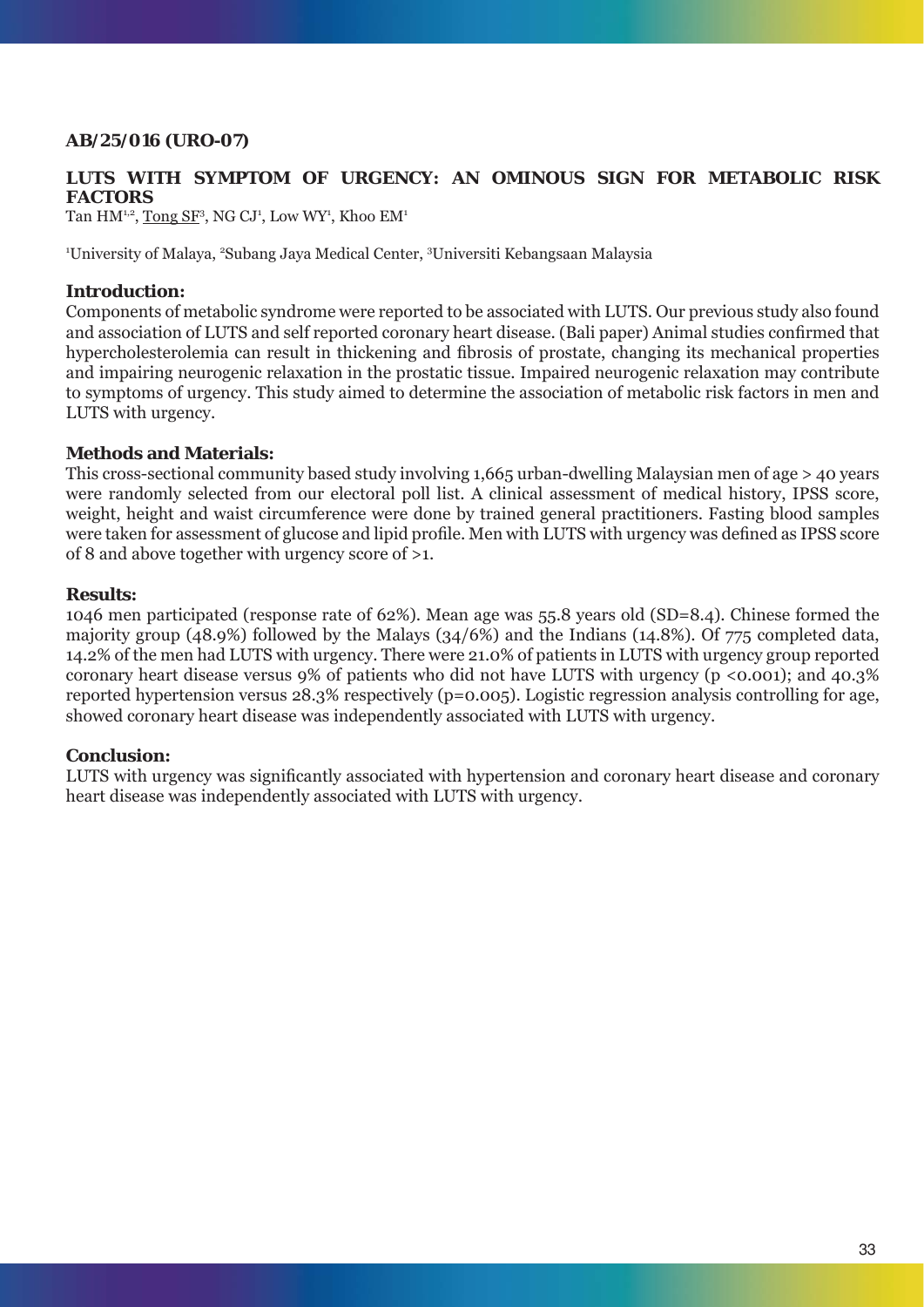**AB/25/016 (URO-07)**

## LUTS WITH SYMPTOM OF URGENCY: AN OMINOUS SIGN FOR METABOLIC RISK FACTORS

Tan HM[1,2], Tong SF[3], NG CJ[1], Low WY[1], Khoo EM[1]

[1]University of Malaya, [2]Subang Jaya Medical Center, [3]Universiti Kebangsaan Malaysia

### Introduction:

Components of metabolic syndrome were reported to be associated with LUTS. Our previous study also found and association of LUTS and self reported coronary heart disease. (Bali paper) Animal studies confirmed that hypercholesterolemia can result in thickening and fibrosis of prostate, changing its mechanical properties and impairing neurogenic relaxation in the prostatic tissue. Impaired neurogenic relaxation may contribute to symptoms of urgency. This study aimed to determine the association of metabolic risk factors in men and LUTS with urgency.

### Methods and Materials:

This cross-sectional community based study involving 1,665 urban-dwelling Malaysian men of age > 40 years were randomly selected from our electoral poll list. A clinical assessment of medical history, IPSS score, weight, height and waist circumference were done by trained general practitioners. Fasting blood samples were taken for assessment of glucose and lipid profile. Men with LUTS with urgency was defined as IPSS score of 8 and above together with urgency score of >1.

### Results:

1046 men participated (response rate of 62%). Mean age was 55.8 years old (SD=8.4). Chinese formed the majority group (48.9%) followed by the Malays (34/6%) and the Indians (14.8%). Of 775 completed data, 14.2% of the men had LUTS with urgency. There were 21.0% of patients in LUTS with urgency group reported coronary heart disease versus 9% of patients who did not have LUTS with urgency ($p < 0.001$); and 40.3% reported hypertension versus 28.3% respectively ($p = 0.005$). Logistic regression analysis controlling for age, showed coronary heart disease was independently associated with LUTS with urgency.

### Conclusion:

LUTS with urgency was significantly associated with hypertension and coronary heart disease and coronary heart disease was independently associated with LUTS with urgency.